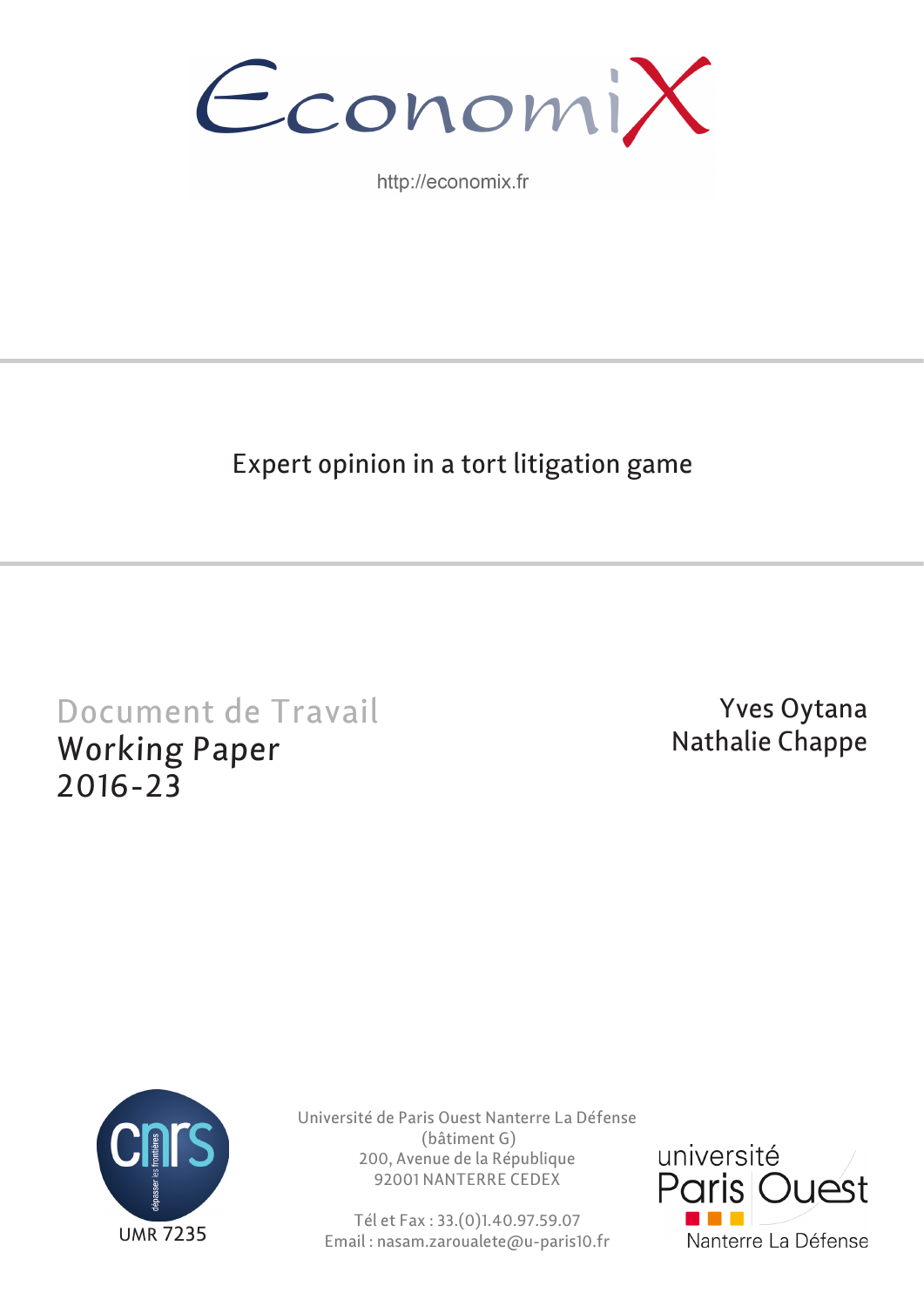EconomiX

http://economix.fr

# Expert opinion in a tort litigation game

Document de Travail
Working Paper
2016-23

Yves Oytana
Nathalie Chappe

UMR 7235

Université de Paris Ouest Nanterre La Défense
(bâtiment G)
200, Avenue de la République
92001 NANTERRE CEDEX

Tél et Fax : 33.(0)1.40.97.59.07
Email : nasam.zaroualete@u-paris10.fr

université Paris Ouest Nanterre La Défense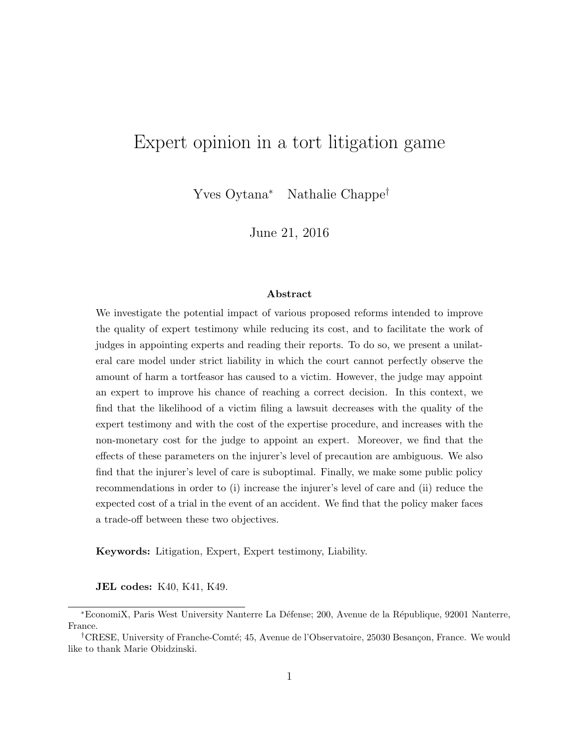# Expert opinion in a tort litigation game

Yves Oytana[*] Nathalie Chappe[†]

June 21, 2016

### Abstract

We investigate the potential impact of various proposed reforms intended to improve the quality of expert testimony while reducing its cost, and to facilitate the work of judges in appointing experts and reading their reports. To do so, we present a unilateral care model under strict liability in which the court cannot perfectly observe the amount of harm a tortfeasor has caused to a victim. However, the judge may appoint an expert to improve his chance of reaching a correct decision. In this context, we find that the likelihood of a victim filing a lawsuit decreases with the quality of the expert testimony and with the cost of the expertise procedure, and increases with the non-monetary cost for the judge to appoint an expert. Moreover, we find that the effects of these parameters on the injurer's level of precaution are ambiguous. We also find that the injurer's level of care is suboptimal. Finally, we make some public policy recommendations in order to (i) increase the injurer's level of care and (ii) reduce the expected cost of a trial in the event of an accident. We find that the policy maker faces a trade-off between these two objectives.

**Keywords:** Litigation, Expert, Expert testimony, Liability.

**JEL codes:** K40, K41, K49.

---

[*] EconomiX, Paris West University Nanterre La Défense; 200, Avenue de la République, 92001 Nanterre, France.

[†] CRESE, University of Franche-Comté; 45, Avenue de l'Observatoire, 25030 Besançon, France. We would like to thank Marie Obidzinski.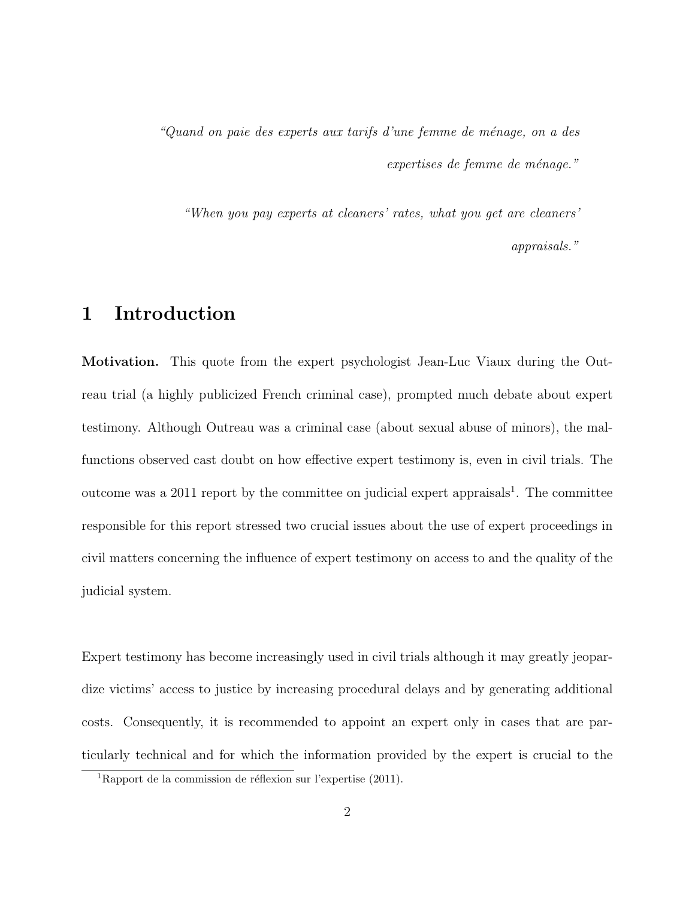*"Quand on paie des experts aux tarifs d'une femme de ménage, on a des expertises de femme de ménage."*

*"When you pay experts at cleaners' rates, what you get are cleaners' appraisals."*

# 1 Introduction

**Motivation.** This quote from the expert psychologist Jean-Luc Viaux during the Outreau trial (a highly publicized French criminal case), prompted much debate about expert testimony. Although Outreau was a criminal case (about sexual abuse of minors), the malfunctions observed cast doubt on how effective expert testimony is, even in civil trials. The outcome was a 2011 report by the committee on judicial expert appraisals[1]. The committee responsible for this report stressed two crucial issues about the use of expert proceedings in civil matters concerning the influence of expert testimony on access to and the quality of the judicial system.

Expert testimony has become increasingly used in civil trials although it may greatly jeopardize victims' access to justice by increasing procedural delays and by generating additional costs. Consequently, it is recommended to appoint an expert only in cases that are particularly technical and for which the information provided by the expert is crucial to the

[1] Rapport de la commission de réflexion sur l'expertise (2011).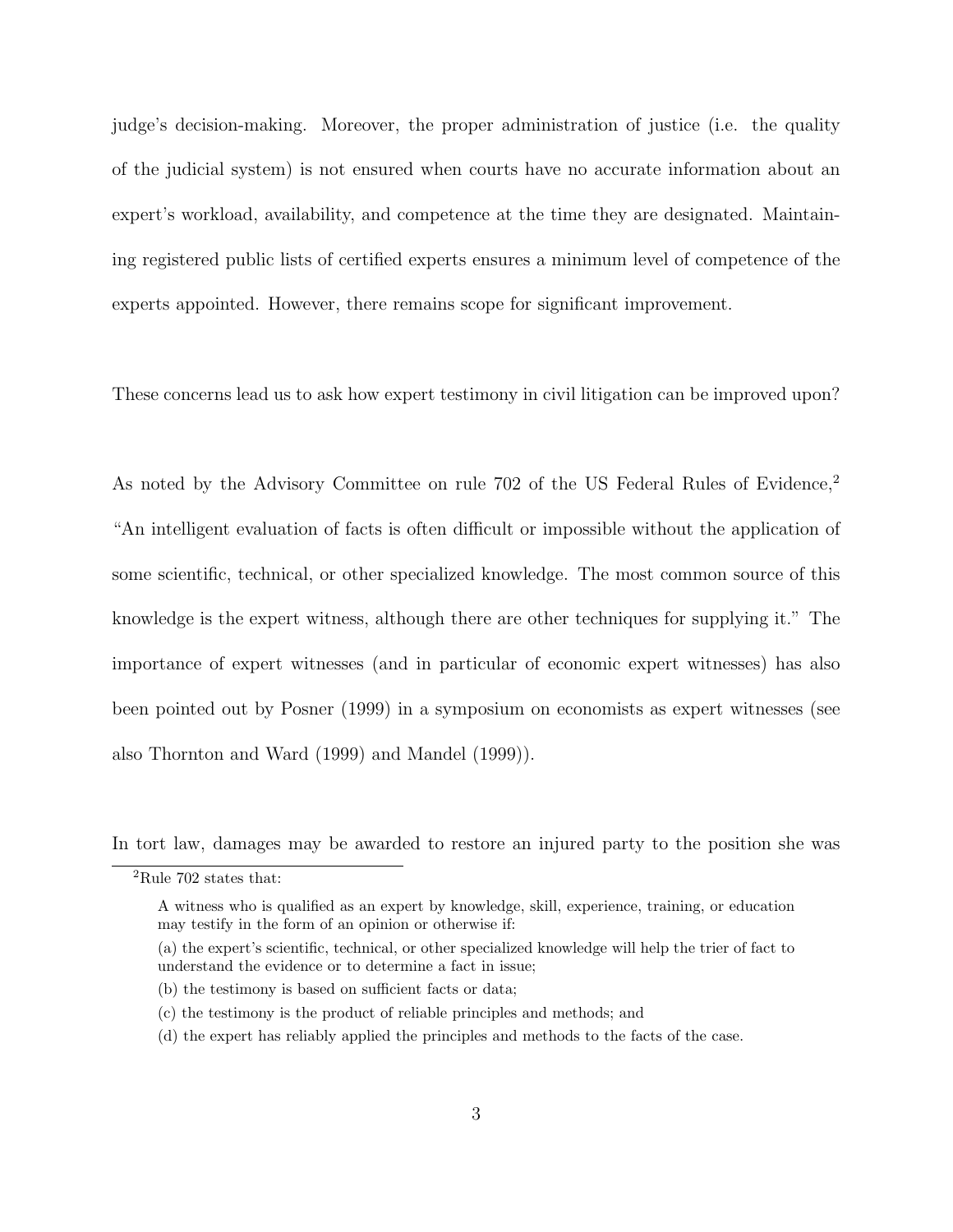judge's decision-making. Moreover, the proper administration of justice (i.e. the quality of the judicial system) is not ensured when courts have no accurate information about an expert's workload, availability, and competence at the time they are designated. Maintaining registered public lists of certified experts ensures a minimum level of competence of the experts appointed. However, there remains scope for significant improvement.

These concerns lead us to ask how expert testimony in civil litigation can be improved upon?

As noted by the Advisory Committee on rule 702 of the US Federal Rules of Evidence,[2] "An intelligent evaluation of facts is often difficult or impossible without the application of some scientific, technical, or other specialized knowledge. The most common source of this knowledge is the expert witness, although there are other techniques for supplying it." The importance of expert witnesses (and in particular of economic expert witnesses) has also been pointed out by Posner (1999) in a symposium on economists as expert witnesses (see also Thornton and Ward (1999) and Mandel (1999)).

In tort law, damages may be awarded to restore an injured party to the position she was

[2] Rule 702 states that:

> A witness who is qualified as an expert by knowledge, skill, experience, training, or education may testify in the form of an opinion or otherwise if:
>
> (a) the expert's scientific, technical, or other specialized knowledge will help the trier of fact to understand the evidence or to determine a fact in issue;
>
> (b) the testimony is based on sufficient facts or data;
>
> (c) the testimony is the product of reliable principles and methods; and
>
> (d) the expert has reliably applied the principles and methods to the facts of the case.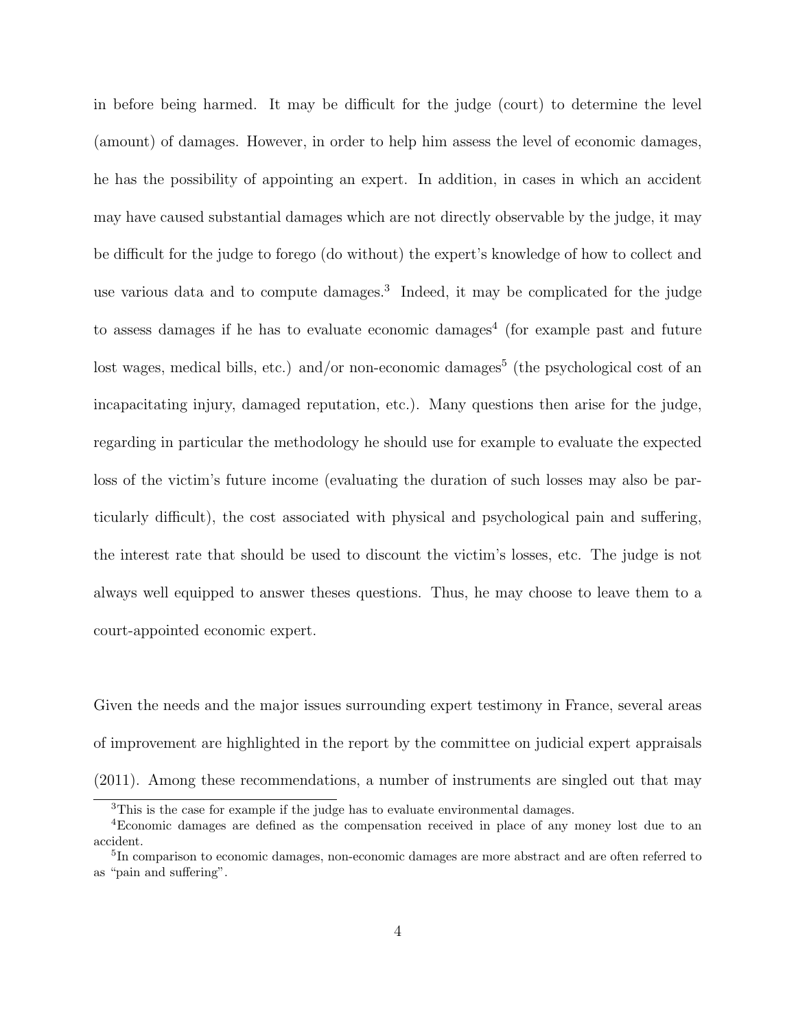in before being harmed. It may be difficult for the judge (court) to determine the level (amount) of damages. However, in order to help him assess the level of economic damages, he has the possibility of appointing an expert. In addition, in cases in which an accident may have caused substantial damages which are not directly observable by the judge, it may be difficult for the judge to forego (do without) the expert's knowledge of how to collect and use various data and to compute damages.[3] Indeed, it may be complicated for the judge to assess damages if he has to evaluate economic damages[4] (for example past and future lost wages, medical bills, etc.) and/or non-economic damages[5] (the psychological cost of an incapacitating injury, damaged reputation, etc.). Many questions then arise for the judge, regarding in particular the methodology he should use for example to evaluate the expected loss of the victim's future income (evaluating the duration of such losses may also be particularly difficult), the cost associated with physical and psychological pain and suffering, the interest rate that should be used to discount the victim's losses, etc. The judge is not always well equipped to answer theses questions. Thus, he may choose to leave them to a court-appointed economic expert.

Given the needs and the major issues surrounding expert testimony in France, several areas of improvement are highlighted in the report by the committee on judicial expert appraisals (2011). Among these recommendations, a number of instruments are singled out that may

[3] This is the case for example if the judge has to evaluate environmental damages.

[4] Economic damages are defined as the compensation received in place of any money lost due to an accident.

[5] In comparison to economic damages, non-economic damages are more abstract and are often referred to as "pain and suffering".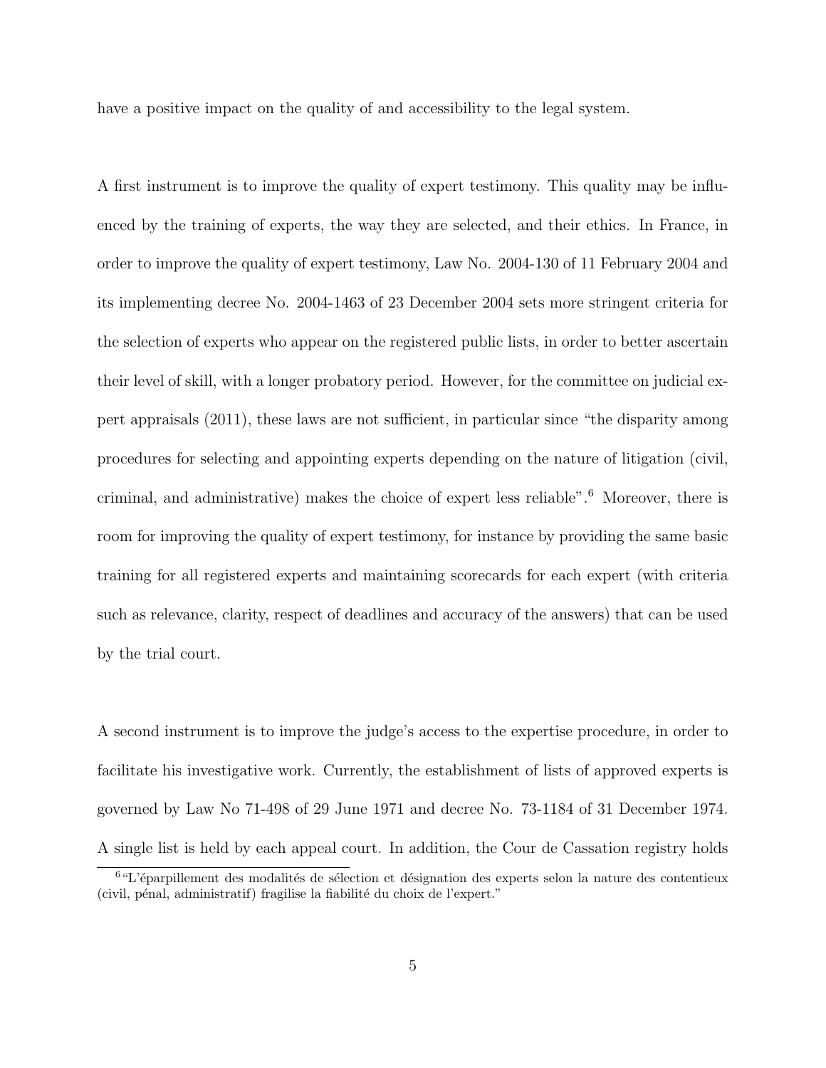have a positive impact on the quality of and accessibility to the legal system.

A first instrument is to improve the quality of expert testimony. This quality may be influenced by the training of experts, the way they are selected, and their ethics. In France, in order to improve the quality of expert testimony, Law No. 2004-130 of 11 February 2004 and its implementing decree No. 2004-1463 of 23 December 2004 sets more stringent criteria for the selection of experts who appear on the registered public lists, in order to better ascertain their level of skill, with a longer probatory period. However, for the committee on judicial expert appraisals (2011), these laws are not sufficient, in particular since "the disparity among procedures for selecting and appointing experts depending on the nature of litigation (civil, criminal, and administrative) makes the choice of expert less reliable".[6] Moreover, there is room for improving the quality of expert testimony, for instance by providing the same basic training for all registered experts and maintaining scorecards for each expert (with criteria such as relevance, clarity, respect of deadlines and accuracy of the answers) that can be used by the trial court.

A second instrument is to improve the judge's access to the expertise procedure, in order to facilitate his investigative work. Currently, the establishment of lists of approved experts is governed by Law No 71-498 of 29 June 1971 and decree No. 73-1184 of 31 December 1974. A single list is held by each appeal court. In addition, the Cour de Cassation registry holds

[6] "L'éparpillement des modalités de sélection et désignation des experts selon la nature des contentieux (civil, pénal, administratif) fragilise la fiabilité du choix de l'expert."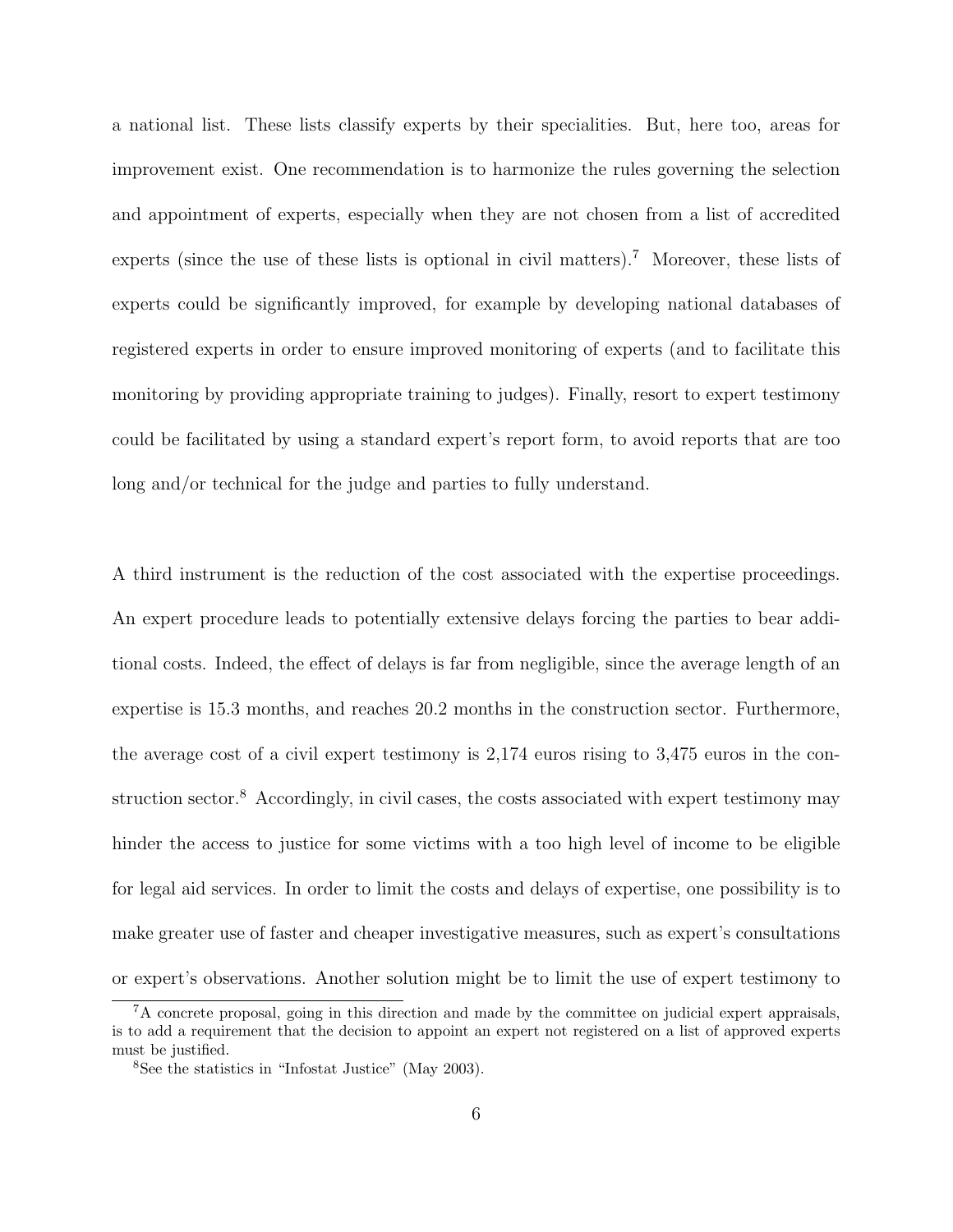a national list. These lists classify experts by their specialities. But, here too, areas for improvement exist. One recommendation is to harmonize the rules governing the selection and appointment of experts, especially when they are not chosen from a list of accredited experts (since the use of these lists is optional in civil matters).[7] Moreover, these lists of experts could be significantly improved, for example by developing national databases of registered experts in order to ensure improved monitoring of experts (and to facilitate this monitoring by providing appropriate training to judges). Finally, resort to expert testimony could be facilitated by using a standard expert's report form, to avoid reports that are too long and/or technical for the judge and parties to fully understand.

A third instrument is the reduction of the cost associated with the expertise proceedings. An expert procedure leads to potentially extensive delays forcing the parties to bear additional costs. Indeed, the effect of delays is far from negligible, since the average length of an expertise is 15.3 months, and reaches 20.2 months in the construction sector. Furthermore, the average cost of a civil expert testimony is 2,174 euros rising to 3,475 euros in the construction sector.[8] Accordingly, in civil cases, the costs associated with expert testimony may hinder the access to justice for some victims with a too high level of income to be eligible for legal aid services. In order to limit the costs and delays of expertise, one possibility is to make greater use of faster and cheaper investigative measures, such as expert's consultations or expert's observations. Another solution might be to limit the use of expert testimony to

[7] A concrete proposal, going in this direction and made by the committee on judicial expert appraisals, is to add a requirement that the decision to appoint an expert not registered on a list of approved experts must be justified.

[8] See the statistics in "Infostat Justice" (May 2003).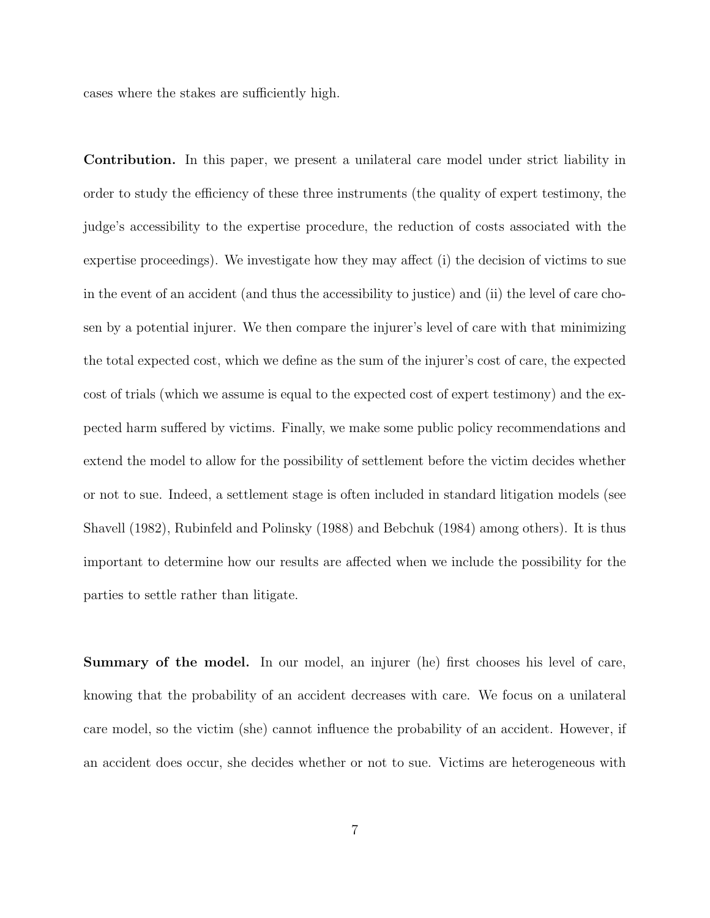cases where the stakes are sufficiently high.

**Contribution.** In this paper, we present a unilateral care model under strict liability in order to study the efficiency of these three instruments (the quality of expert testimony, the judge's accessibility to the expertise procedure, the reduction of costs associated with the expertise proceedings). We investigate how they may affect (i) the decision of victims to sue in the event of an accident (and thus the accessibility to justice) and (ii) the level of care chosen by a potential injurer. We then compare the injurer's level of care with that minimizing the total expected cost, which we define as the sum of the injurer's cost of care, the expected cost of trials (which we assume is equal to the expected cost of expert testimony) and the expected harm suffered by victims. Finally, we make some public policy recommendations and extend the model to allow for the possibility of settlement before the victim decides whether or not to sue. Indeed, a settlement stage is often included in standard litigation models (see Shavell (1982), Rubinfeld and Polinsky (1988) and Bebchuk (1984) among others). It is thus important to determine how our results are affected when we include the possibility for the parties to settle rather than litigate.

**Summary of the model.** In our model, an injurer (he) first chooses his level of care, knowing that the probability of an accident decreases with care. We focus on a unilateral care model, so the victim (she) cannot influence the probability of an accident. However, if an accident does occur, she decides whether or not to sue. Victims are heterogeneous with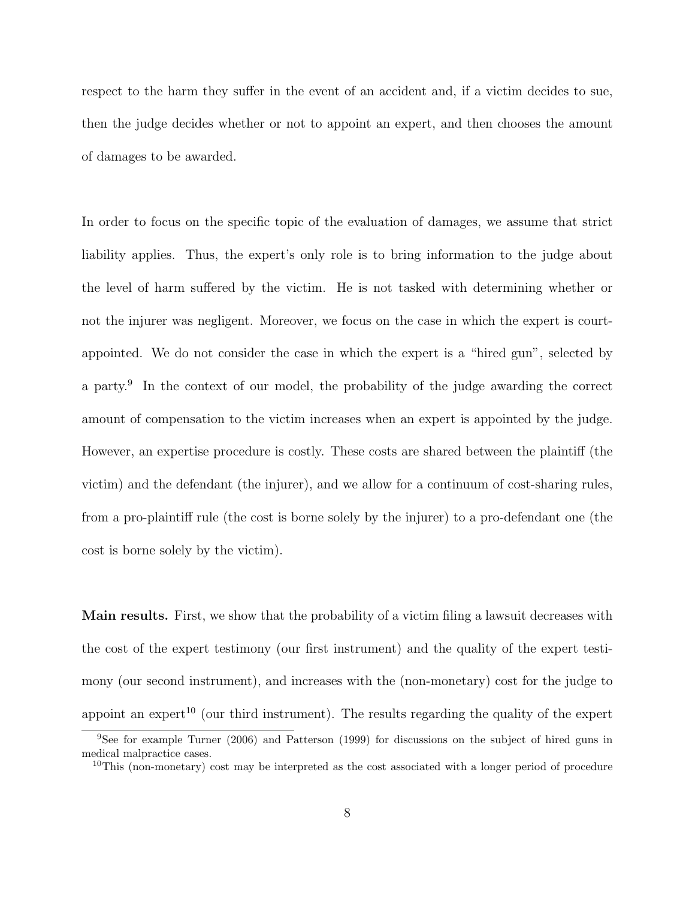respect to the harm they suffer in the event of an accident and, if a victim decides to sue, then the judge decides whether or not to appoint an expert, and then chooses the amount of damages to be awarded.

In order to focus on the specific topic of the evaluation of damages, we assume that strict liability applies. Thus, the expert's only role is to bring information to the judge about the level of harm suffered by the victim. He is not tasked with determining whether or not the injurer was negligent. Moreover, we focus on the case in which the expert is court-appointed. We do not consider the case in which the expert is a "hired gun", selected by a party.[9] In the context of our model, the probability of the judge awarding the correct amount of compensation to the victim increases when an expert is appointed by the judge. However, an expertise procedure is costly. These costs are shared between the plaintiff (the victim) and the defendant (the injurer), and we allow for a continuum of cost-sharing rules, from a pro-plaintiff rule (the cost is borne solely by the injurer) to a pro-defendant one (the cost is borne solely by the victim).

**Main results.** First, we show that the probability of a victim filing a lawsuit decreases with the cost of the expert testimony (our first instrument) and the quality of the expert testimony (our second instrument), and increases with the (non-monetary) cost for the judge to appoint an expert[10] (our third instrument). The results regarding the quality of the expert

[9] See for example Turner (2006) and Patterson (1999) for discussions on the subject of hired guns in medical malpractice cases.

[10] This (non-monetary) cost may be interpreted as the cost associated with a longer period of procedure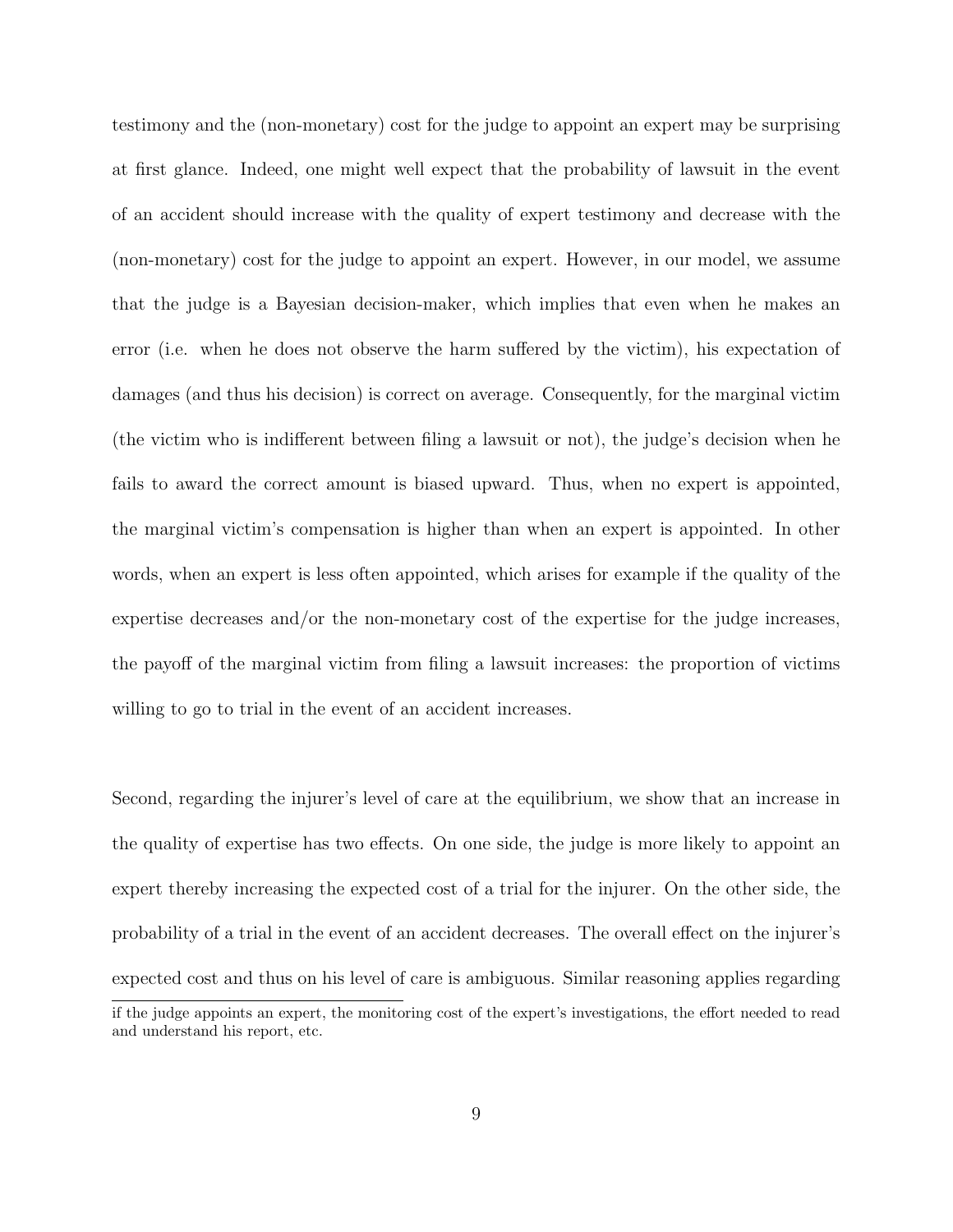testimony and the (non-monetary) cost for the judge to appoint an expert may be surprising at first glance. Indeed, one might well expect that the probability of lawsuit in the event of an accident should increase with the quality of expert testimony and decrease with the (non-monetary) cost for the judge to appoint an expert. However, in our model, we assume that the judge is a Bayesian decision-maker, which implies that even when he makes an error (i.e. when he does not observe the harm suffered by the victim), his expectation of damages (and thus his decision) is correct on average. Consequently, for the marginal victim (the victim who is indifferent between filing a lawsuit or not), the judge's decision when he fails to award the correct amount is biased upward. Thus, when no expert is appointed, the marginal victim's compensation is higher than when an expert is appointed. In other words, when an expert is less often appointed, which arises for example if the quality of the expertise decreases and/or the non-monetary cost of the expertise for the judge increases, the payoff of the marginal victim from filing a lawsuit increases: the proportion of victims willing to go to trial in the event of an accident increases.

Second, regarding the injurer's level of care at the equilibrium, we show that an increase in the quality of expertise has two effects. On one side, the judge is more likely to appoint an expert thereby increasing the expected cost of a trial for the injurer. On the other side, the probability of a trial in the event of an accident decreases. The overall effect on the injurer's expected cost and thus on his level of care is ambiguous. Similar reasoning applies regarding

if the judge appoints an expert, the monitoring cost of the expert's investigations, the effort needed to read and understand his report, etc.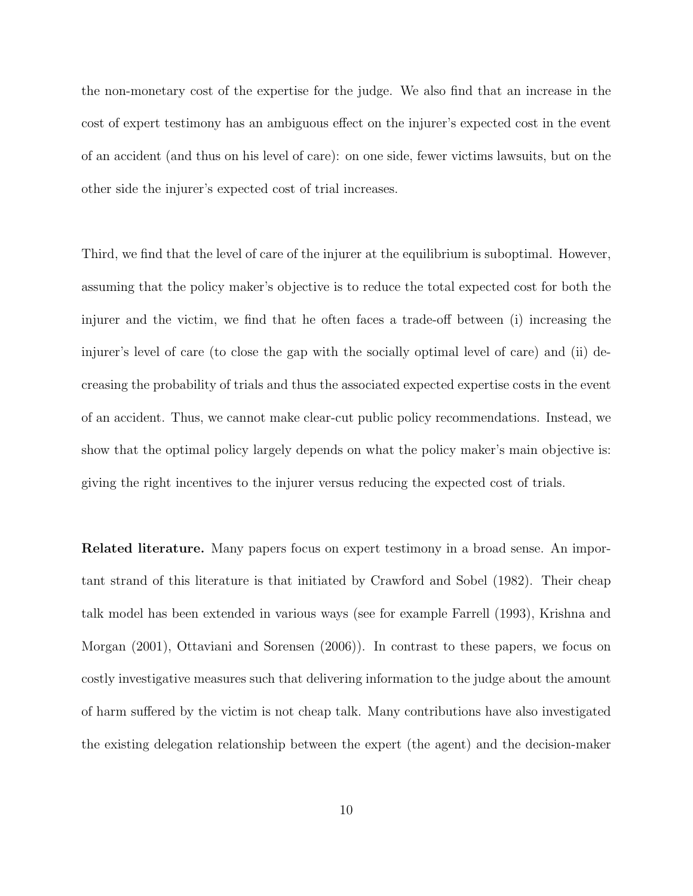the non-monetary cost of the expertise for the judge. We also find that an increase in the cost of expert testimony has an ambiguous effect on the injurer's expected cost in the event of an accident (and thus on his level of care): on one side, fewer victims lawsuits, but on the other side the injurer's expected cost of trial increases.

Third, we find that the level of care of the injurer at the equilibrium is suboptimal. However, assuming that the policy maker's objective is to reduce the total expected cost for both the injurer and the victim, we find that he often faces a trade-off between (i) increasing the injurer's level of care (to close the gap with the socially optimal level of care) and (ii) decreasing the probability of trials and thus the associated expected expertise costs in the event of an accident. Thus, we cannot make clear-cut public policy recommendations. Instead, we show that the optimal policy largely depends on what the policy maker's main objective is: giving the right incentives to the injurer versus reducing the expected cost of trials.

**Related literature.** Many papers focus on expert testimony in a broad sense. An important strand of this literature is that initiated by Crawford and Sobel (1982). Their cheap talk model has been extended in various ways (see for example Farrell (1993), Krishna and Morgan (2001), Ottaviani and Sorensen (2006)). In contrast to these papers, we focus on costly investigative measures such that delivering information to the judge about the amount of harm suffered by the victim is not cheap talk. Many contributions have also investigated the existing delegation relationship between the expert (the agent) and the decision-maker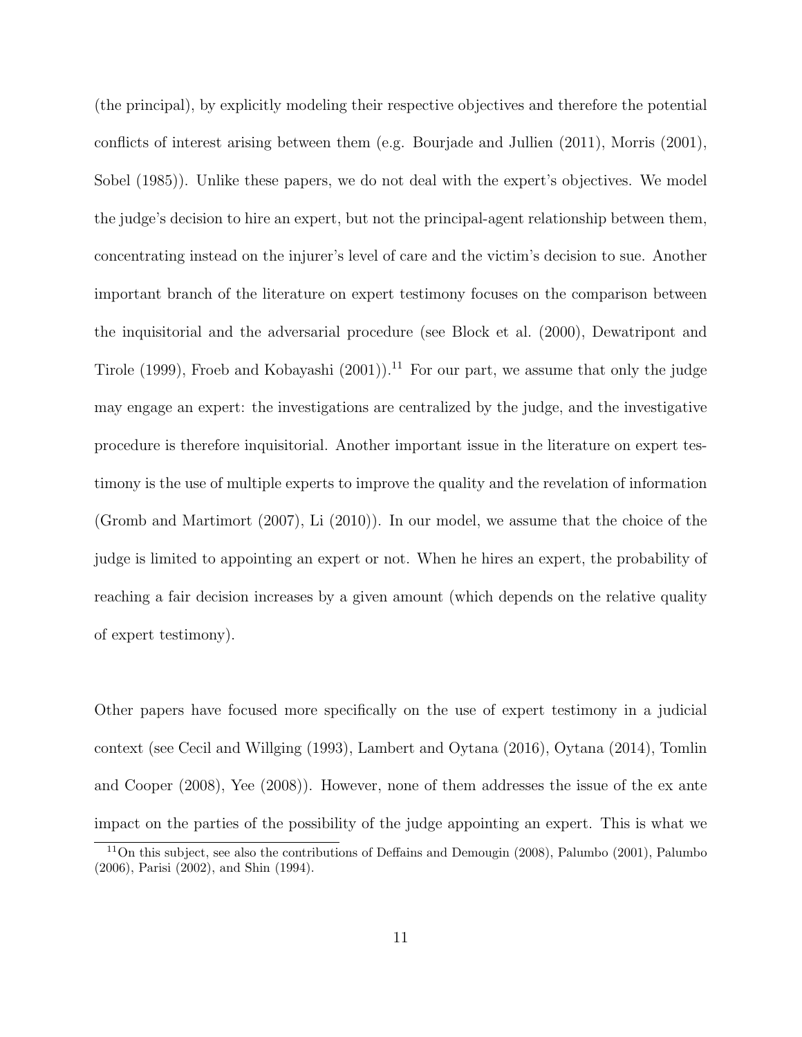(the principal), by explicitly modeling their respective objectives and therefore the potential conflicts of interest arising between them (e.g. Bourjade and Jullien (2011), Morris (2001), Sobel (1985)). Unlike these papers, we do not deal with the expert's objectives. We model the judge's decision to hire an expert, but not the principal-agent relationship between them, concentrating instead on the injurer's level of care and the victim's decision to sue. Another important branch of the literature on expert testimony focuses on the comparison between the inquisitorial and the adversarial procedure (see Block et al. (2000), Dewatripont and Tirole (1999), Froeb and Kobayashi (2001)).[11] For our part, we assume that only the judge may engage an expert: the investigations are centralized by the judge, and the investigative procedure is therefore inquisitorial. Another important issue in the literature on expert testimony is the use of multiple experts to improve the quality and the revelation of information (Gromb and Martimort (2007), Li (2010)). In our model, we assume that the choice of the judge is limited to appointing an expert or not. When he hires an expert, the probability of reaching a fair decision increases by a given amount (which depends on the relative quality of expert testimony).

Other papers have focused more specifically on the use of expert testimony in a judicial context (see Cecil and Willging (1993), Lambert and Oytana (2016), Oytana (2014), Tomlin and Cooper (2008), Yee (2008)). However, none of them addresses the issue of the ex ante impact on the parties of the possibility of the judge appointing an expert. This is what we

[11] On this subject, see also the contributions of Deffains and Demougin (2008), Palumbo (2001), Palumbo (2006), Parisi (2002), and Shin (1994).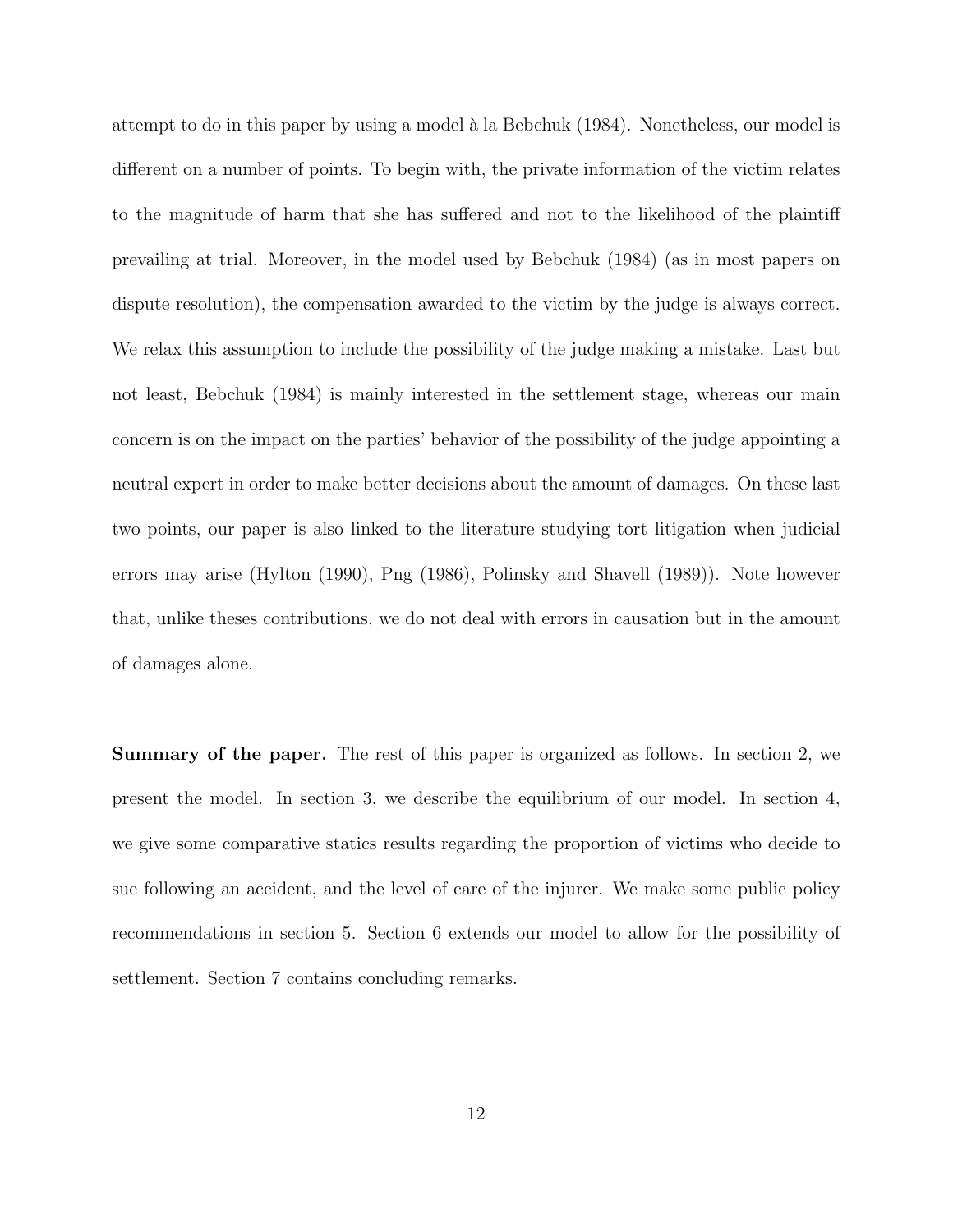attempt to do in this paper by using a model à la Bebchuk (1984). Nonetheless, our model is different on a number of points. To begin with, the private information of the victim relates to the magnitude of harm that she has suffered and not to the likelihood of the plaintiff prevailing at trial. Moreover, in the model used by Bebchuk (1984) (as in most papers on dispute resolution), the compensation awarded to the victim by the judge is always correct. We relax this assumption to include the possibility of the judge making a mistake. Last but not least, Bebchuk (1984) is mainly interested in the settlement stage, whereas our main concern is on the impact on the parties' behavior of the possibility of the judge appointing a neutral expert in order to make better decisions about the amount of damages. On these last two points, our paper is also linked to the literature studying tort litigation when judicial errors may arise (Hylton (1990), Png (1986), Polinsky and Shavell (1989)). Note however that, unlike theses contributions, we do not deal with errors in causation but in the amount of damages alone.

**Summary of the paper.** The rest of this paper is organized as follows. In section 2, we present the model. In section 3, we describe the equilibrium of our model. In section 4, we give some comparative statics results regarding the proportion of victims who decide to sue following an accident, and the level of care of the injurer. We make some public policy recommendations in section 5. Section 6 extends our model to allow for the possibility of settlement. Section 7 contains concluding remarks.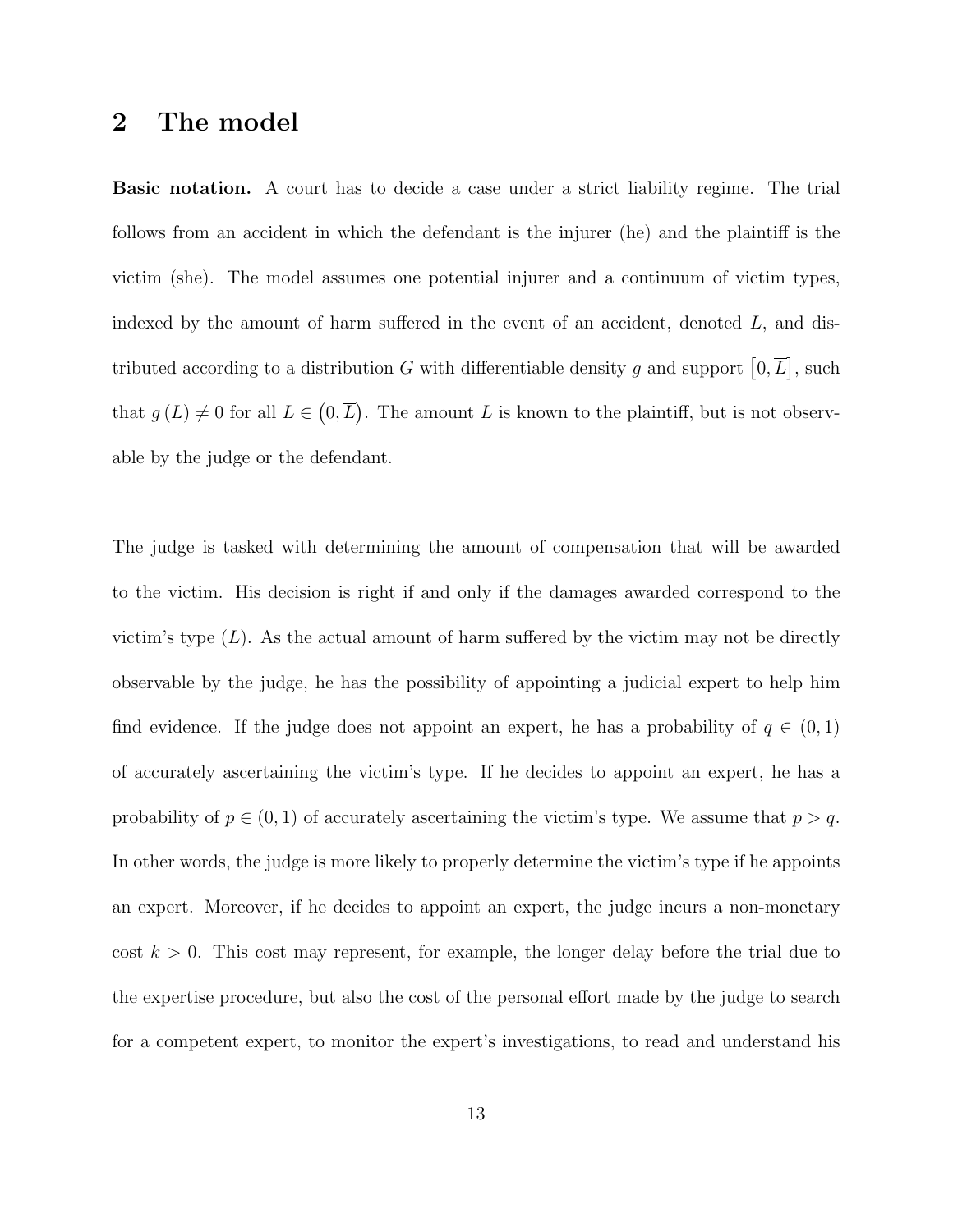## 2 The model

**Basic notation.** A court has to decide a case under a strict liability regime. The trial follows from an accident in which the defendant is the injurer (he) and the plaintiff is the victim (she). The model assumes one potential injurer and a continuum of victim types, indexed by the amount of harm suffered in the event of an accident, denoted $L$, and distributed according to a distribution $G$ with differentiable density $g$ and support $\left[0, \overline{L}\right]$, such that $g(L) \neq 0$ for all $L \in \left(0, \overline{L}\right)$. The amount $L$ is known to the plaintiff, but is not observable by the judge or the defendant.

The judge is tasked with determining the amount of compensation that will be awarded to the victim. His decision is right if and only if the damages awarded correspond to the victim's type ($L$). As the actual amount of harm suffered by the victim may not be directly observable by the judge, he has the possibility of appointing a judicial expert to help him find evidence. If the judge does not appoint an expert, he has a probability of $q \in (0, 1)$ of accurately ascertaining the victim's type. If he decides to appoint an expert, he has a probability of $p \in (0, 1)$ of accurately ascertaining the victim's type. We assume that $p > q$. In other words, the judge is more likely to properly determine the victim's type if he appoints an expert. Moreover, if he decides to appoint an expert, the judge incurs a non-monetary cost $k > 0$. This cost may represent, for example, the longer delay before the trial due to the expertise procedure, but also the cost of the personal effort made by the judge to search for a competent expert, to monitor the expert's investigations, to read and understand his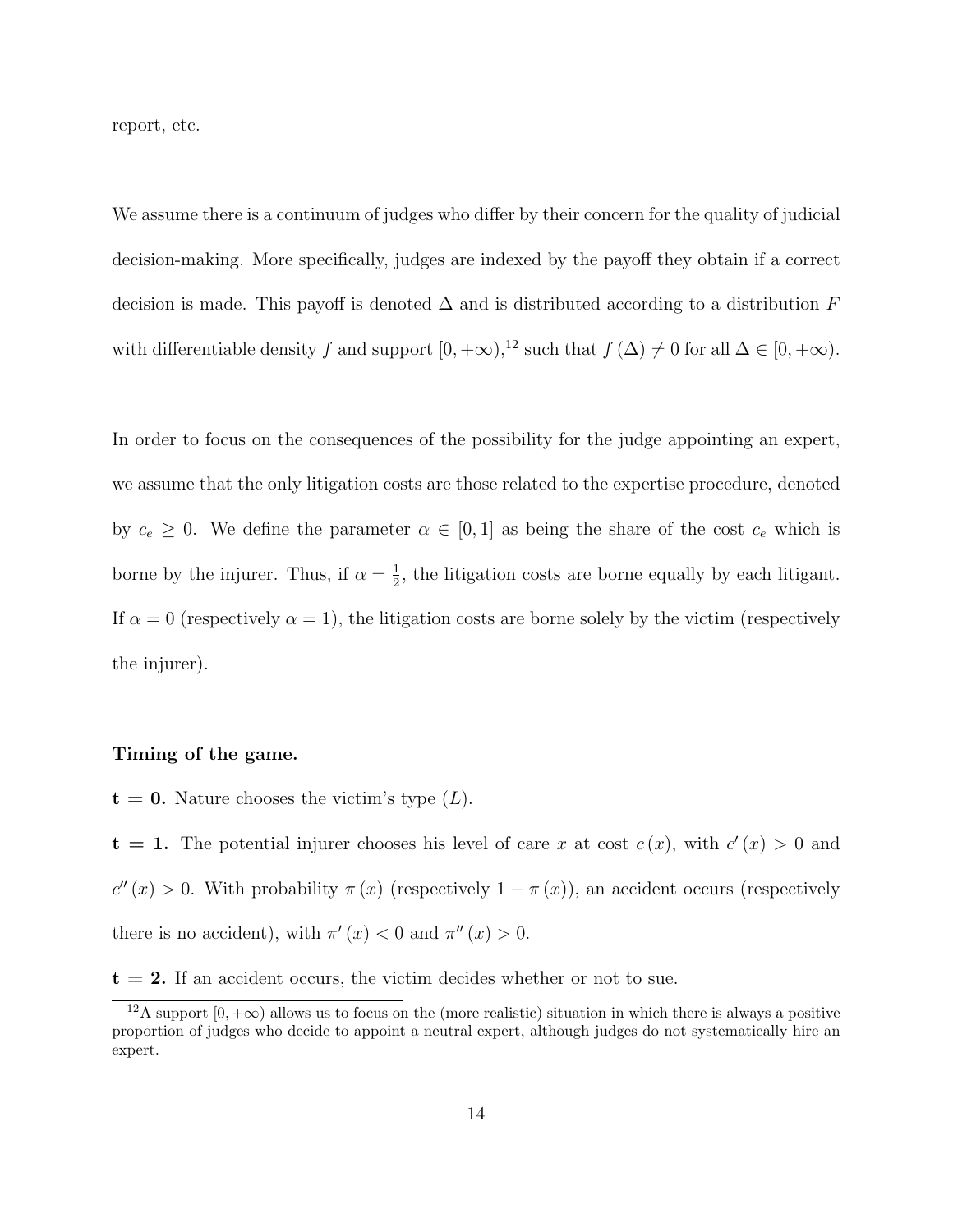report, etc.

We assume there is a continuum of judges who differ by their concern for the quality of judicial decision-making. More specifically, judges are indexed by the payoff they obtain if a correct decision is made. This payoff is denoted $\Delta$ and is distributed according to a distribution $F$ with differentiable density $f$ and support $[0, +\infty)$,[12] such that $f(\Delta) \neq 0$ for all $\Delta \in [0, +\infty)$.

In order to focus on the consequences of the possibility for the judge appointing an expert, we assume that the only litigation costs are those related to the expertise procedure, denoted by $c_e \geq 0$. We define the parameter $\alpha \in [0, 1]$ as being the share of the cost $c_e$ which is borne by the injurer. Thus, if $\alpha = \frac{1}{2}$, the litigation costs are borne equally by each litigant. If $\alpha = 0$ (respectively $\alpha = 1$), the litigation costs are borne solely by the victim (respectively the injurer).

**Timing of the game.**

**t = 0.** Nature chooses the victim's type ($L$).

**t = 1.** The potential injurer chooses his level of care $x$ at cost $c(x)$, with $c'(x) > 0$ and $c''(x) > 0$. With probability $\pi(x)$ (respectively $1 - \pi(x)$), an accident occurs (respectively there is no accident), with $\pi'(x) < 0$ and $\pi''(x) > 0$.

**t = 2.** If an accident occurs, the victim decides whether or not to sue.

[12] A support $[0, +\infty)$ allows us to focus on the (more realistic) situation in which there is always a positive proportion of judges who decide to appoint a neutral expert, although judges do not systematically hire an expert.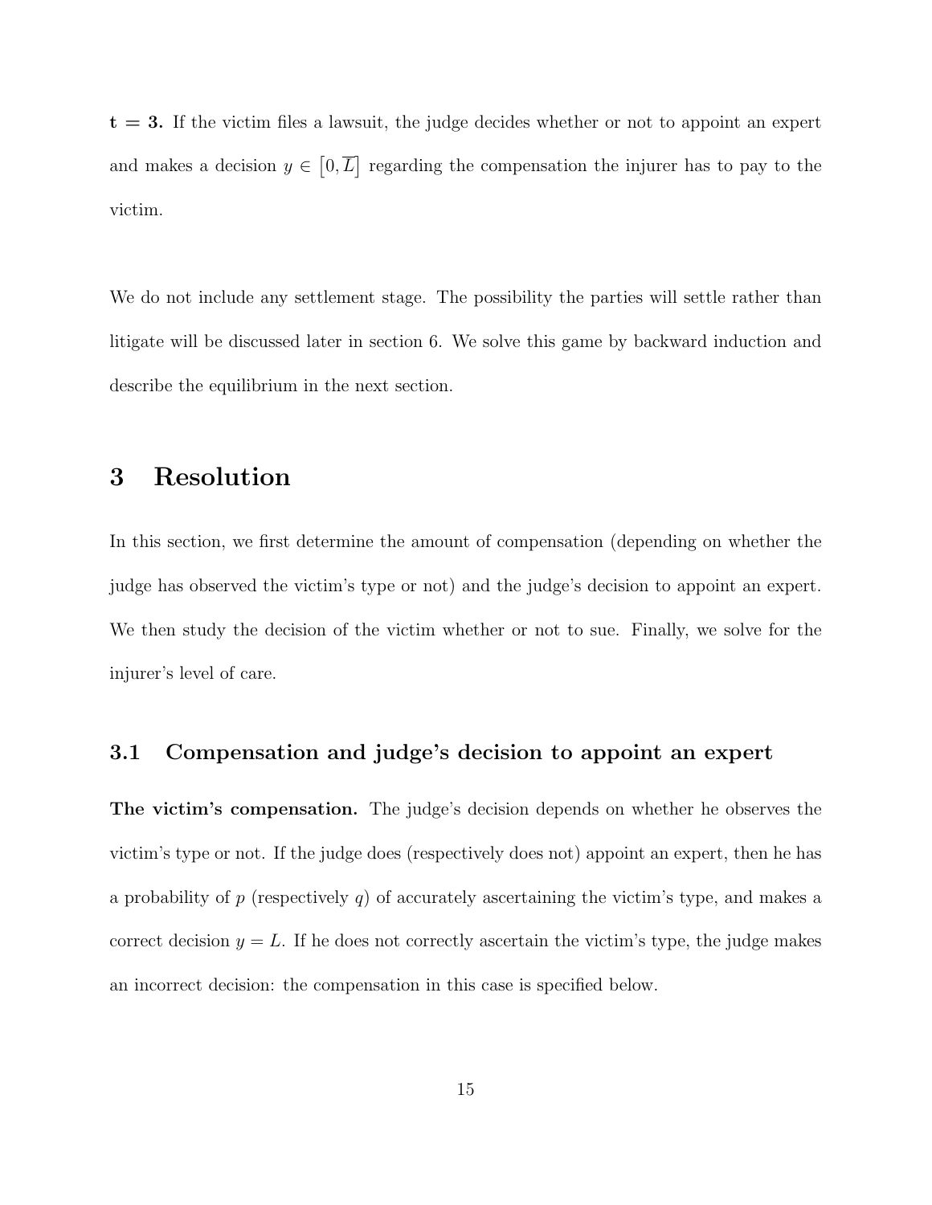**t = 3.** If the victim files a lawsuit, the judge decides whether or not to appoint an expert and makes a decision $y \in [0, \overline{L}]$ regarding the compensation the injurer has to pay to the victim.

We do not include any settlement stage. The possibility the parties will settle rather than litigate will be discussed later in section 6. We solve this game by backward induction and describe the equilibrium in the next section.

# 3 Resolution

In this section, we first determine the amount of compensation (depending on whether the judge has observed the victim's type or not) and the judge's decision to appoint an expert. We then study the decision of the victim whether or not to sue. Finally, we solve for the injurer's level of care.

## 3.1 Compensation and judge's decision to appoint an expert

**The victim's compensation.** The judge's decision depends on whether he observes the victim's type or not. If the judge does (respectively does not) appoint an expert, then he has a probability of $p$ (respectively $q$) of accurately ascertaining the victim's type, and makes a correct decision $y = L$. If he does not correctly ascertain the victim's type, the judge makes an incorrect decision: the compensation in this case is specified below.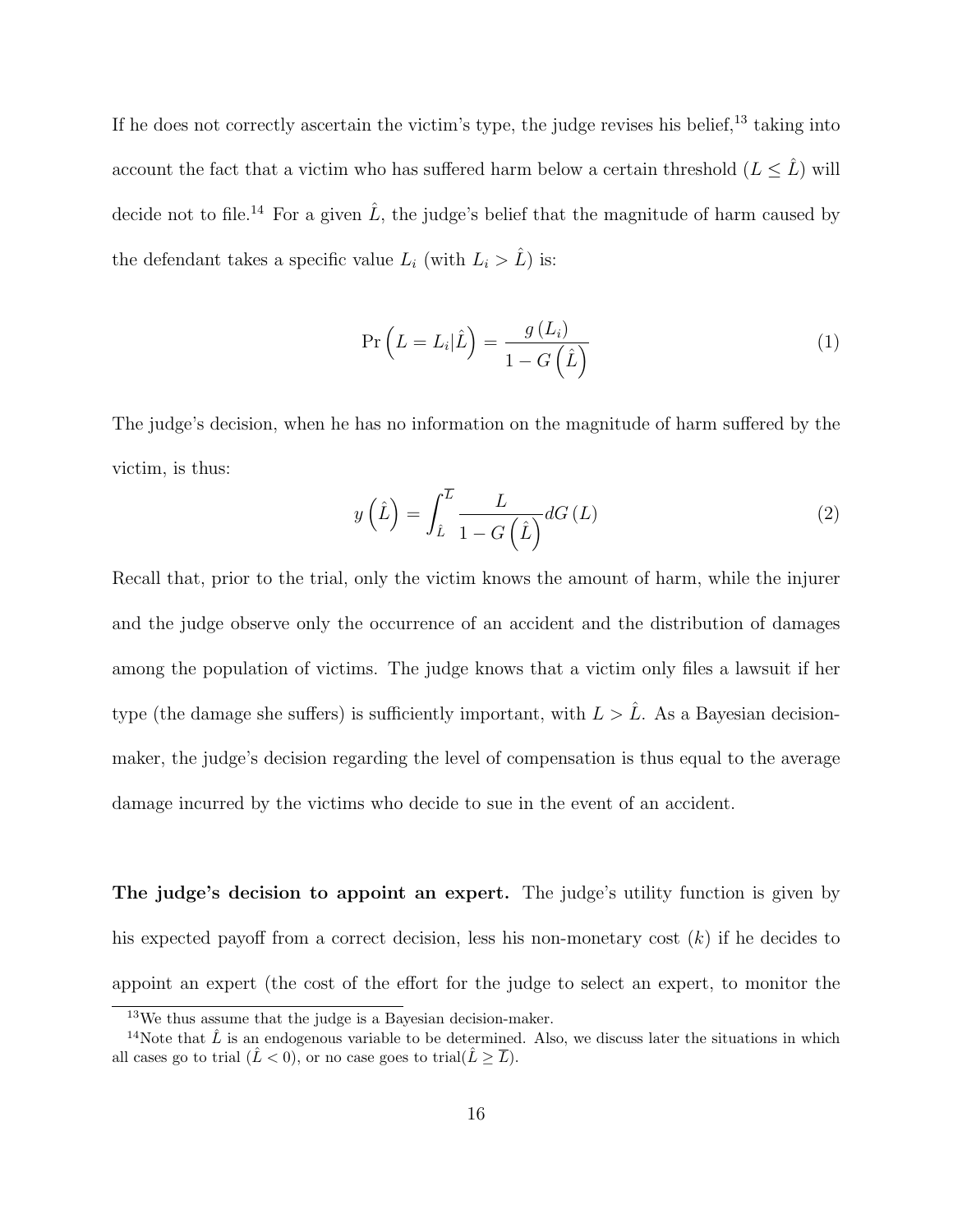If he does not correctly ascertain the victim's type, the judge revises his belief,[13] taking into account the fact that a victim who has suffered harm below a certain threshold ($L \leq \hat{L}$) will decide not to file.[14] For a given $\hat{L}$, the judge's belief that the magnitude of harm caused by the defendant takes a specific value $L_i$ (with $L_i > \hat{L}$) is:

$$\Pr\left(L = L_i | \hat{L}\right) = \frac{g\left(L_i\right)}{1 - G\left(\hat{L}\right)} \tag{1}$$

The judge's decision, when he has no information on the magnitude of harm suffered by the victim, is thus:

$$y\left(\hat{L}\right) = \int_{\hat{L}}^{\overline{L}} \frac{L}{1 - G\left(\hat{L}\right)} dG\left(L\right) \tag{2}$$

Recall that, prior to the trial, only the victim knows the amount of harm, while the injurer and the judge observe only the occurrence of an accident and the distribution of damages among the population of victims. The judge knows that a victim only files a lawsuit if her type (the damage she suffers) is sufficiently important, with $L > \hat{L}$. As a Bayesian decision-maker, the judge's decision regarding the level of compensation is thus equal to the average damage incurred by the victims who decide to sue in the event of an accident.

**The judge's decision to appoint an expert.** The judge's utility function is given by his expected payoff from a correct decision, less his non-monetary cost ($k$) if he decides to appoint an expert (the cost of the effort for the judge to select an expert, to monitor the

[13] We thus assume that the judge is a Bayesian decision-maker.

[14] Note that $\hat{L}$ is an endogenous variable to be determined. Also, we discuss later the situations in which all cases go to trial ($\hat{L} < 0$), or no case goes to trial($\hat{L} \geq \overline{L}$).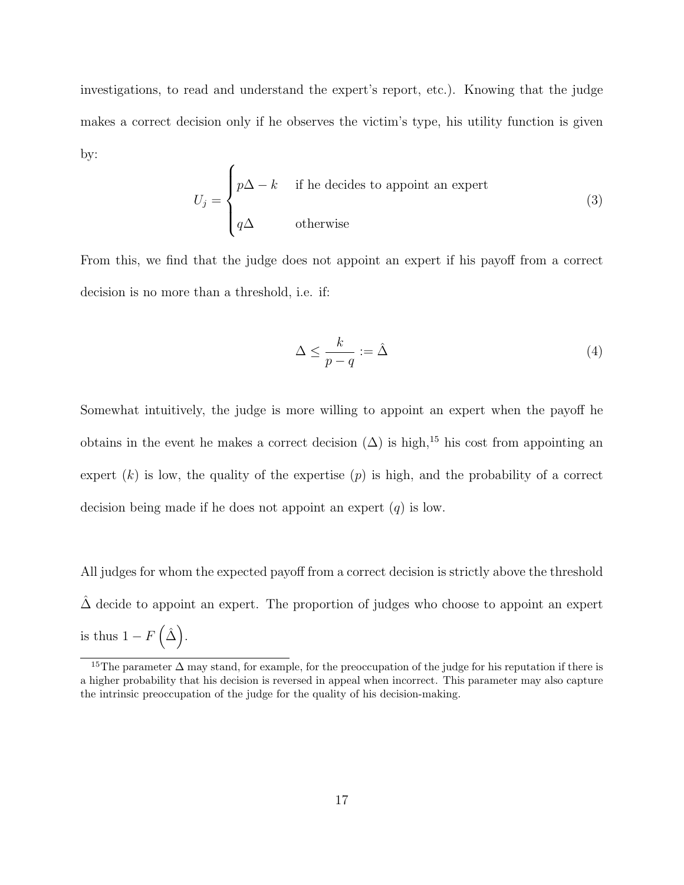investigations, to read and understand the expert's report, etc.). Knowing that the judge makes a correct decision only if he observes the victim's type, his utility function is given by:

$$U_j = \begin{cases} p\Delta - k & \text{if he decides to appoint an expert} \\ \\ q\Delta & \text{otherwise} \end{cases} \tag{3}$$

From this, we find that the judge does not appoint an expert if his payoff from a correct decision is no more than a threshold, i.e. if:

$$\Delta \leq \frac{k}{p-q} := \hat{\Delta} \tag{4}$$

Somewhat intuitively, the judge is more willing to appoint an expert when the payoff he obtains in the event he makes a correct decision ($\Delta$) is high,[15] his cost from appointing an expert ($k$) is low, the quality of the expertise ($p$) is high, and the probability of a correct decision being made if he does not appoint an expert ($q$) is low.

All judges for whom the expected payoff from a correct decision is strictly above the threshold $\hat{\Delta}$ decide to appoint an expert. The proportion of judges who choose to appoint an expert is thus $1 - F\left(\hat{\Delta}\right)$.

[15] The parameter $\Delta$ may stand, for example, for the preoccupation of the judge for his reputation if there is a higher probability that his decision is reversed in appeal when incorrect. This parameter may also capture the intrinsic preoccupation of the judge for the quality of his decision-making.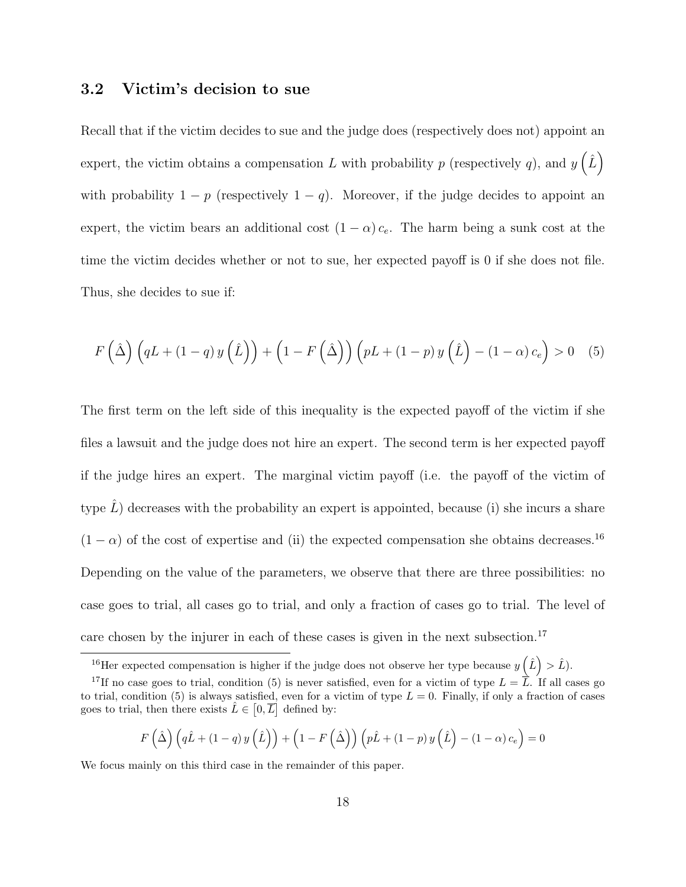### 3.2 Victim's decision to sue

Recall that if the victim decides to sue and the judge does (respectively does not) appoint an expert, the victim obtains a compensation $L$ with probability $p$ (respectively $q$), and $y\left(\hat{L}\right)$ with probability $1-p$ (respectively $1-q$). Moreover, if the judge decides to appoint an expert, the victim bears an additional cost $(1-\alpha)\,c_e$. The harm being a sunk cost at the time the victim decides whether or not to sue, her expected payoff is 0 if she does not file. Thus, she decides to sue if:

$$F\left(\hat{\Delta}\right)\left(qL+(1-q)\,y\left(\hat{L}\right)\right)+\left(1-F\left(\hat{\Delta}\right)\right)\left(pL+(1-p)\,y\left(\hat{L}\right)-(1-\alpha)\,c_e\right)>0 \quad (5)$$

The first term on the left side of this inequality is the expected payoff of the victim if she files a lawsuit and the judge does not hire an expert. The second term is her expected payoff if the judge hires an expert. The marginal victim payoff (i.e. the payoff of the victim of type $\hat{L}$) decreases with the probability an expert is appointed, because (i) she incurs a share $(1-\alpha)$ of the cost of expertise and (ii) the expected compensation she obtains decreases.[16] Depending on the value of the parameters, we observe that there are three possibilities: no case goes to trial, all cases go to trial, and only a fraction of cases go to trial. The level of care chosen by the injurer in each of these cases is given in the next subsection.[17]

---

[16] Her expected compensation is higher if the judge does not observe her type because $y\left(\hat{L}\right)>\hat{L}$).

[17] If no case goes to trial, condition (5) is never satisfied, even for a victim of type $L=\overline{L}$. If all cases go to trial, condition (5) is always satisfied, even for a victim of type $L=0$. Finally, if only a fraction of cases goes to trial, then there exists $\hat{L}\in\left[0,\overline{L}\right]$ defined by:

$$F\left(\hat{\Delta}\right)\left(q\hat{L}+(1-q)\,y\left(\hat{L}\right)\right)+\left(1-F\left(\hat{\Delta}\right)\right)\left(p\hat{L}+(1-p)\,y\left(\hat{L}\right)-(1-\alpha)\,c_e\right)=0$$

We focus mainly on this third case in the remainder of this paper.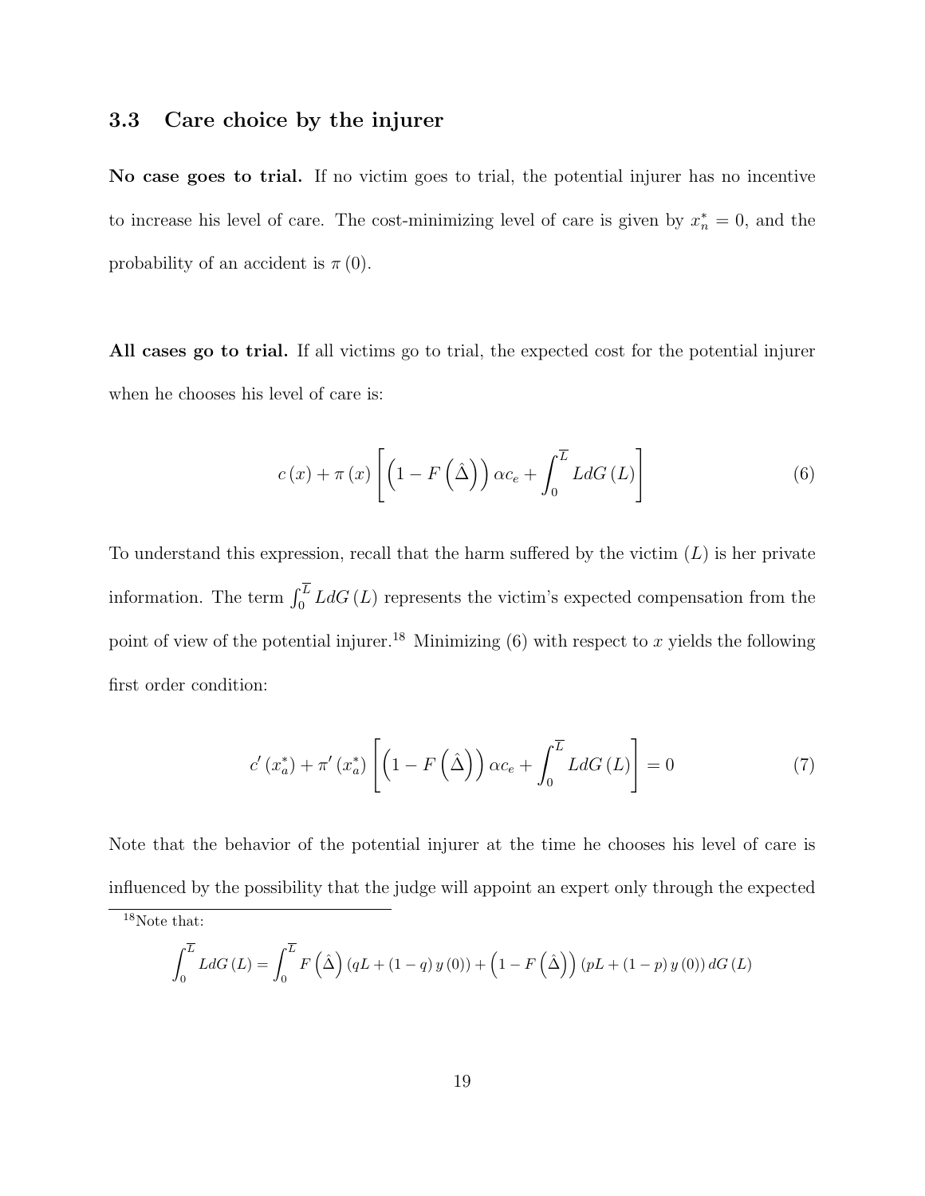### 3.3 Care choice by the injurer

**No case goes to trial.** If no victim goes to trial, the potential injurer has no incentive to increase his level of care. The cost-minimizing level of care is given by $x_n^* = 0$, and the probability of an accident is $\pi(0)$.

**All cases go to trial.** If all victims go to trial, the expected cost for the potential injurer when he chooses his level of care is:

$$c(x) + \pi(x)\left[\left(1 - F\left(\hat{\Delta}\right)\right)\alpha c_e + \int_0^{\overline{L}} L dG(L)\right] \tag{6}$$

To understand this expression, recall that the harm suffered by the victim ($L$) is her private information. The term $\int_0^{\overline{L}} L dG(L)$ represents the victim's expected compensation from the point of view of the potential injurer.[18] Minimizing (6) with respect to $x$ yields the following first order condition:

$$c'(x_a^*) + \pi'(x_a^*)\left[\left(1 - F\left(\hat{\Delta}\right)\right)\alpha c_e + \int_0^{\overline{L}} L dG(L)\right] = 0 \tag{7}$$

Note that the behavior of the potential injurer at the time he chooses his level of care is influenced by the possibility that the judge will appoint an expert only through the expected

[18] Note that:

$$\int_0^{\overline{L}} L dG(L) = \int_0^{\overline{L}} F\left(\hat{\Delta}\right)(qL + (1-q)\,y(0)) + \left(1 - F\left(\hat{\Delta}\right)\right)(pL + (1-p)\,y(0))\,dG(L)$$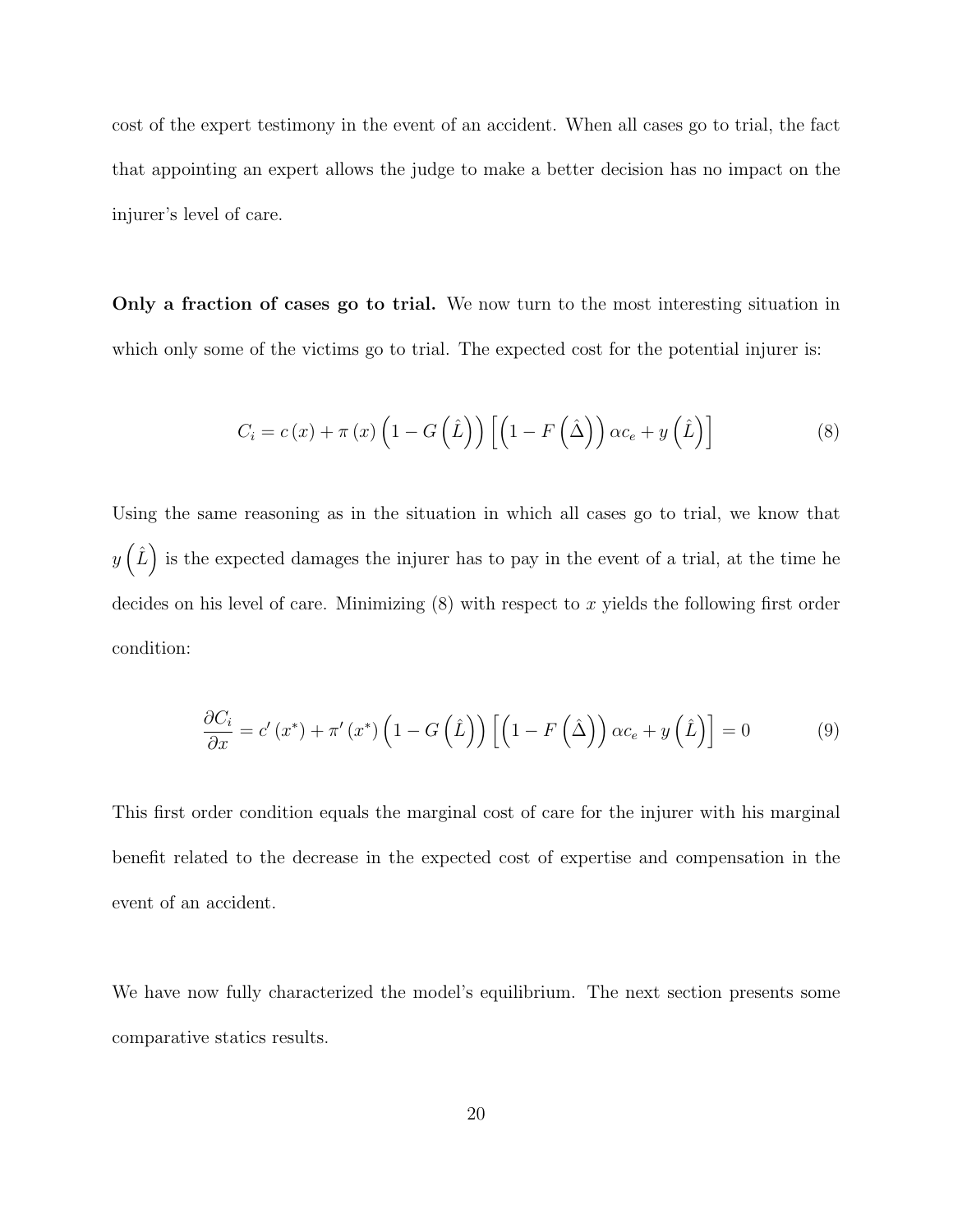cost of the expert testimony in the event of an accident. When all cases go to trial, the fact that appointing an expert allows the judge to make a better decision has no impact on the injurer's level of care.

**Only a fraction of cases go to trial.** We now turn to the most interesting situation in which only some of the victims go to trial. The expected cost for the potential injurer is:

$$C_i = c(x) + \pi(x)\left(1 - G\left(\hat{L}\right)\right)\left[\left(1 - F\left(\hat{\Delta}\right)\right)\alpha c_e + y\left(\hat{L}\right)\right] \tag{8}$$

Using the same reasoning as in the situation in which all cases go to trial, we know that $y\left(\hat{L}\right)$ is the expected damages the injurer has to pay in the event of a trial, at the time he decides on his level of care. Minimizing (8) with respect to $x$ yields the following first order condition:

$$\frac{\partial C_i}{\partial x} = c'(x^*) + \pi'(x^*)\left(1 - G\left(\hat{L}\right)\right)\left[\left(1 - F\left(\hat{\Delta}\right)\right)\alpha c_e + y\left(\hat{L}\right)\right] = 0 \tag{9}$$

This first order condition equals the marginal cost of care for the injurer with his marginal benefit related to the decrease in the expected cost of expertise and compensation in the event of an accident.

We have now fully characterized the model's equilibrium. The next section presents some comparative statics results.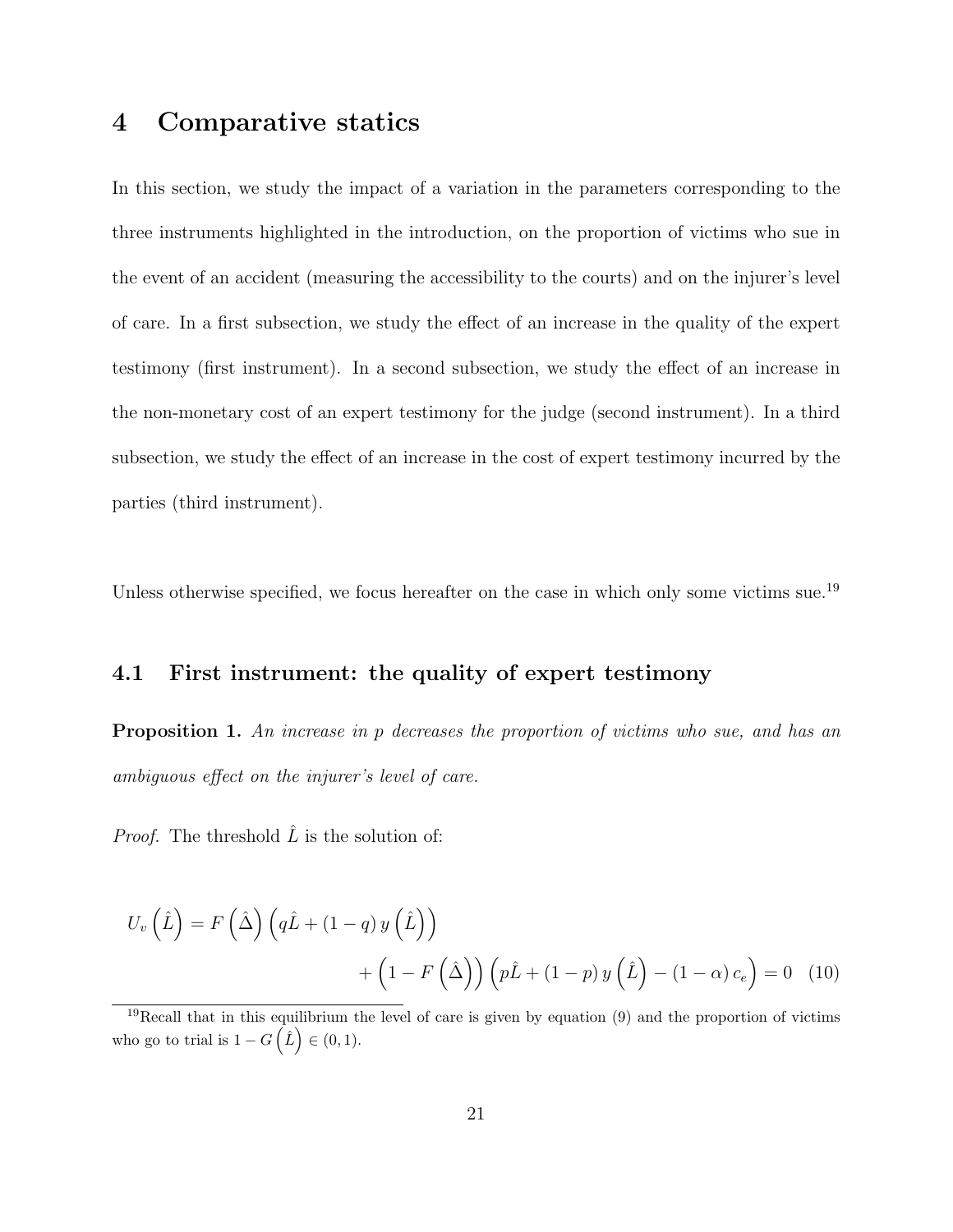# 4 Comparative statics

In this section, we study the impact of a variation in the parameters corresponding to the three instruments highlighted in the introduction, on the proportion of victims who sue in the event of an accident (measuring the accessibility to the courts) and on the injurer's level of care. In a first subsection, we study the effect of an increase in the quality of the expert testimony (first instrument). In a second subsection, we study the effect of an increase in the non-monetary cost of an expert testimony for the judge (second instrument). In a third subsection, we study the effect of an increase in the cost of expert testimony incurred by the parties (third instrument).

Unless otherwise specified, we focus hereafter on the case in which only some victims sue.[19]

## 4.1 First instrument: the quality of expert testimony

**Proposition 1.** *An increase in $p$ decreases the proportion of victims who sue, and has an ambiguous effect on the injurer's level of care.*

*Proof.* The threshold $\hat{L}$ is the solution of:

$$U_v\left(\hat{L}\right) = F\left(\hat{\Delta}\right)\left(q\hat{L} + (1-q)\,y\left(\hat{L}\right)\right) + \left(1 - F\left(\hat{\Delta}\right)\right)\left(p\hat{L} + (1-p)\,y\left(\hat{L}\right) - (1-\alpha)\,c_e\right) = 0 \quad (10)$$

[19] Recall that in this equilibrium the level of care is given by equation (9) and the proportion of victims who go to trial is $1 - G\left(\hat{L}\right) \in (0,1)$.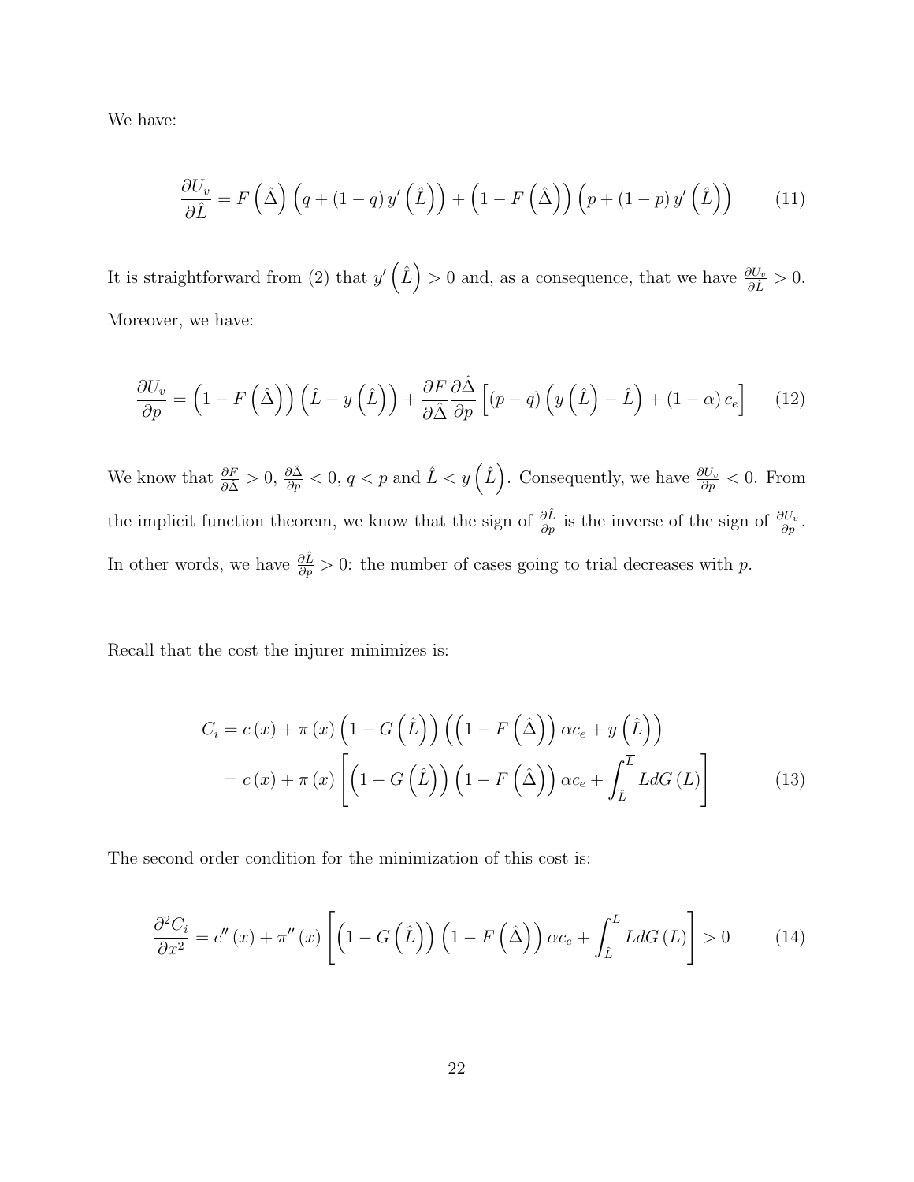We have:

$$\frac{\partial U_v}{\partial \hat{L}} = F\left(\hat{\Delta}\right)\left(q + (1-q)\, y'\left(\hat{L}\right)\right) + \left(1 - F\left(\hat{\Delta}\right)\right)\left(p + (1-p)\, y'\left(\hat{L}\right)\right) \tag{11}$$

It is straightforward from (2) that $y'\left(\hat{L}\right) > 0$ and, as a consequence, that we have $\frac{\partial U_v}{\partial \hat{L}} > 0$. Moreover, we have:

$$\frac{\partial U_v}{\partial p} = \left(1 - F\left(\hat{\Delta}\right)\right)\left(\hat{L} - y\left(\hat{L}\right)\right) + \frac{\partial F}{\partial \hat{\Delta}}\frac{\partial \hat{\Delta}}{\partial p}\left[(p-q)\left(y\left(\hat{L}\right) - \hat{L}\right) + (1-\alpha)\, c_e\right] \tag{12}$$

We know that $\frac{\partial F}{\partial \Delta} > 0$, $\frac{\partial \hat{\Delta}}{\partial p} < 0$, $q < p$ and $\hat{L} < y\left(\hat{L}\right)$. Consequently, we have $\frac{\partial U_v}{\partial p} < 0$. From the implicit function theorem, we know that the sign of $\frac{\partial \hat{L}}{\partial p}$ is the inverse of the sign of $\frac{\partial U_v}{\partial p}$. In other words, we have $\frac{\partial \hat{L}}{\partial p} > 0$: the number of cases going to trial decreases with $p$.

Recall that the cost the injurer minimizes is:

$$\begin{aligned} C_i &= c(x) + \pi(x)\left(1 - G\left(\hat{L}\right)\right)\left(\left(1 - F\left(\hat{\Delta}\right)\right)\alpha c_e + y\left(\hat{L}\right)\right) \\ &= c(x) + \pi(x)\left[\left(1 - G\left(\hat{L}\right)\right)\left(1 - F\left(\hat{\Delta}\right)\right)\alpha c_e + \int_{\hat{L}}^{\overline{L}} L\, dG(L)\right] \end{aligned} \tag{13}$$

The second order condition for the minimization of this cost is:

$$\frac{\partial^2 C_i}{\partial x^2} = c''(x) + \pi''(x)\left[\left(1 - G\left(\hat{L}\right)\right)\left(1 - F\left(\hat{\Delta}\right)\right)\alpha c_e + \int_{\hat{L}}^{\overline{L}} L\, dG(L)\right] > 0 \tag{14}$$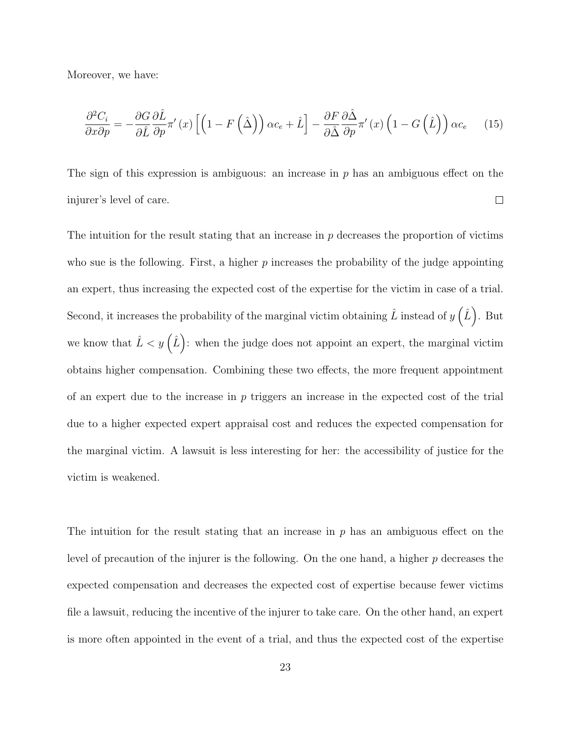Moreover, we have:

$$\frac{\partial^2 C_i}{\partial x \partial p} = -\frac{\partial G}{\partial \hat{L}}\frac{\partial \hat{L}}{\partial p}\pi'(x)\left[\left(1-F\left(\hat{\Delta}\right)\right)\alpha c_e + \hat{L}\right] - \frac{\partial F}{\partial \hat{\Delta}}\frac{\partial \hat{\Delta}}{\partial p}\pi'(x)\left(1-G\left(\hat{L}\right)\right)\alpha c_e \tag{15}$$

The sign of this expression is ambiguous: an increase in $p$ has an ambiguous effect on the injurer's level of care. □

The intuition for the result stating that an increase in $p$ decreases the proportion of victims who sue is the following. First, a higher $p$ increases the probability of the judge appointing an expert, thus increasing the expected cost of the expertise for the victim in case of a trial. Second, it increases the probability of the marginal victim obtaining $\hat{L}$ instead of $y\left(\hat{L}\right)$. But we know that $\hat{L} < y\left(\hat{L}\right)$: when the judge does not appoint an expert, the marginal victim obtains higher compensation. Combining these two effects, the more frequent appointment of an expert due to the increase in $p$ triggers an increase in the expected cost of the trial due to a higher expected expert appraisal cost and reduces the expected compensation for the marginal victim. A lawsuit is less interesting for her: the accessibility of justice for the victim is weakened.

The intuition for the result stating that an increase in $p$ has an ambiguous effect on the level of precaution of the injurer is the following. On the one hand, a higher $p$ decreases the expected compensation and decreases the expected cost of expertise because fewer victims file a lawsuit, reducing the incentive of the injurer to take care. On the other hand, an expert is more often appointed in the event of a trial, and thus the expected cost of the expertise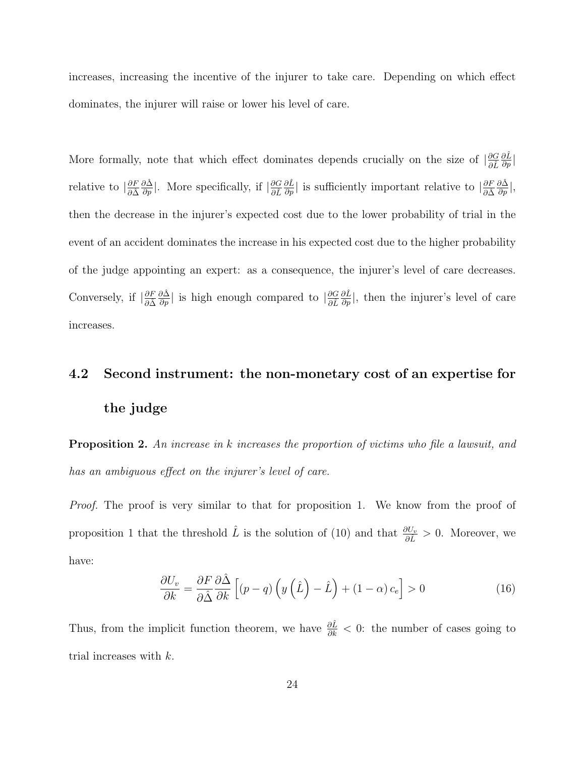increases, increasing the incentive of the injurer to take care. Depending on which effect dominates, the injurer will raise or lower his level of care.

More formally, note that which effect dominates depends crucially on the size of $|\frac{\partial G}{\partial \hat{L}} \frac{\partial \hat{L}}{\partial p}|$ relative to $|\frac{\partial F}{\partial \hat{\Delta}} \frac{\partial \hat{\Delta}}{\partial p}|$. More specifically, if $|\frac{\partial G}{\partial \hat{L}} \frac{\partial \hat{L}}{\partial p}|$ is sufficiently important relative to $|\frac{\partial F}{\partial \hat{\Delta}} \frac{\partial \hat{\Delta}}{\partial p}|$, then the decrease in the injurer's expected cost due to the lower probability of trial in the event of an accident dominates the increase in his expected cost due to the higher probability of the judge appointing an expert: as a consequence, the injurer's level of care decreases. Conversely, if $|\frac{\partial F}{\partial \hat{\Delta}} \frac{\partial \hat{\Delta}}{\partial p}|$ is high enough compared to $|\frac{\partial G}{\partial \hat{L}} \frac{\partial \hat{L}}{\partial p}|$, then the injurer's level of care increases.

## 4.2 Second instrument: the non-monetary cost of an expertise for the judge

**Proposition 2.** *An increase in $k$ increases the proportion of victims who file a lawsuit, and has an ambiguous effect on the injurer's level of care.*

*Proof.* The proof is very similar to that for proposition 1. We know from the proof of proposition 1 that the threshold $\hat{L}$ is the solution of (10) and that $\frac{\partial U_v}{\partial \hat{L}} > 0$. Moreover, we have:

$$\frac{\partial U_v}{\partial k} = \frac{\partial F}{\partial \hat{\Delta}} \frac{\partial \hat{\Delta}}{\partial k} \left[ (p - q) \left( y \left( \hat{L} \right) - \hat{L} \right) + (1 - \alpha) c_e \right] > 0 \tag{16}$$

Thus, from the implicit function theorem, we have $\frac{\partial \hat{L}}{\partial k} < 0$: the number of cases going to trial increases with $k$.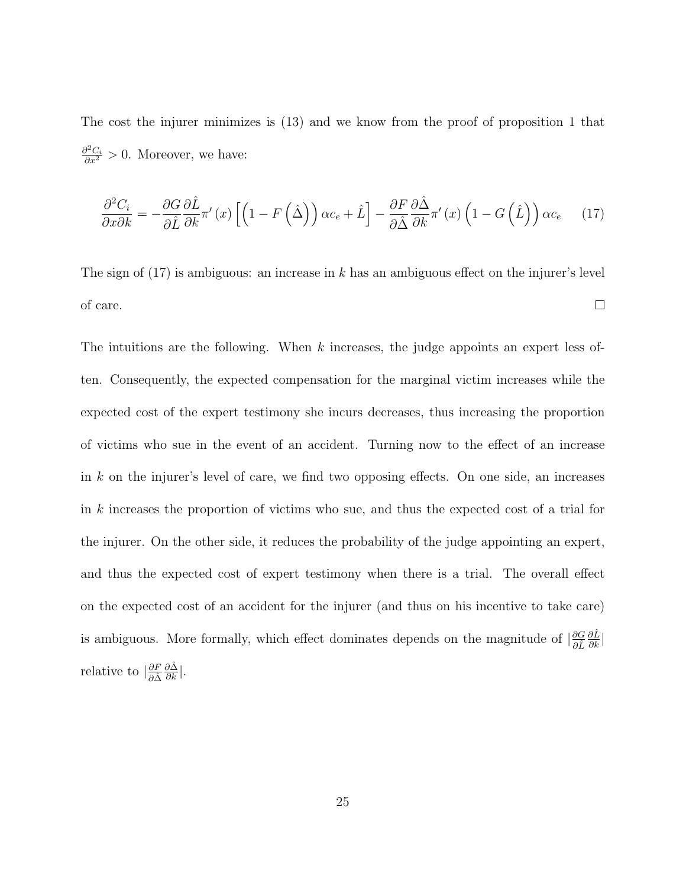The cost the injurer minimizes is (13) and we know from the proof of proposition 1 that $\frac{\partial^2 C_i}{\partial x^2} > 0$. Moreover, we have:

$$\frac{\partial^2 C_i}{\partial x \partial k} = -\frac{\partial G}{\partial \hat{L}} \frac{\partial \hat{L}}{\partial k} \pi'(x) \left[ \left(1 - F\left(\hat{\Delta}\right)\right) \alpha c_e + \hat{L} \right] - \frac{\partial F}{\partial \hat{\Delta}} \frac{\partial \hat{\Delta}}{\partial k} \pi'(x) \left(1 - G\left(\hat{L}\right)\right) \alpha c_e \tag{17}$$

The sign of (17) is ambiguous: an increase in $k$ has an ambiguous effect on the injurer's level of care. □

The intuitions are the following. When $k$ increases, the judge appoints an expert less often. Consequently, the expected compensation for the marginal victim increases while the expected cost of the expert testimony she incurs decreases, thus increasing the proportion of victims who sue in the event of an accident. Turning now to the effect of an increase in $k$ on the injurer's level of care, we find two opposing effects. On one side, an increases in $k$ increases the proportion of victims who sue, and thus the expected cost of a trial for the injurer. On the other side, it reduces the probability of the judge appointing an expert, and thus the expected cost of expert testimony when there is a trial. The overall effect on the expected cost of an accident for the injurer (and thus on his incentive to take care) is ambiguous. More formally, which effect dominates depends on the magnitude of $|\frac{\partial G}{\partial \hat{L}} \frac{\partial \hat{L}}{\partial k}|$ relative to $|\frac{\partial F}{\partial \hat{\Delta}} \frac{\partial \hat{\Delta}}{\partial k}|$.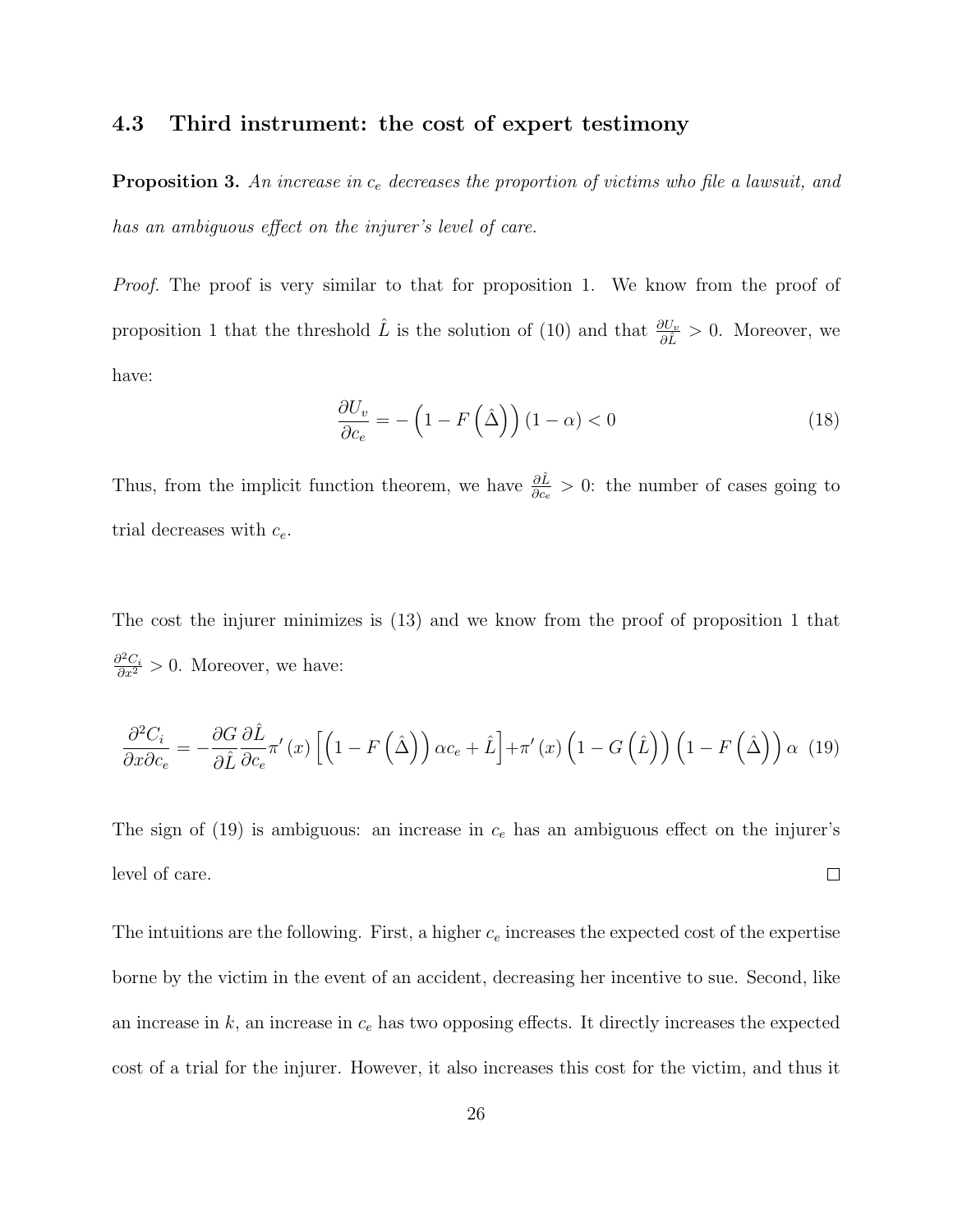### 4.3 Third instrument: the cost of expert testimony

**Proposition 3.** *An increase in $c_e$ decreases the proportion of victims who file a lawsuit, and has an ambiguous effect on the injurer's level of care.*

*Proof.* The proof is very similar to that for proposition 1. We know from the proof of proposition 1 that the threshold $\hat{L}$ is the solution of (10) and that $\frac{\partial U_v}{\partial \hat{L}} > 0$. Moreover, we have:

$$\frac{\partial U_v}{\partial c_e} = -\left(1 - F\left(\hat{\Delta}\right)\right)(1-\alpha) < 0 \tag{18}$$

Thus, from the implicit function theorem, we have $\frac{\partial \hat{L}}{\partial c_e} > 0$: the number of cases going to trial decreases with $c_e$.

The cost the injurer minimizes is (13) and we know from the proof of proposition 1 that $\frac{\partial^2 C_i}{\partial x^2} > 0$. Moreover, we have:

$$\frac{\partial^2 C_i}{\partial x \partial c_e} = -\frac{\partial G}{\partial \hat{L}} \frac{\partial \hat{L}}{\partial c_e} \pi'(x) \left[\left(1 - F\left(\hat{\Delta}\right)\right)\alpha c_e + \hat{L}\right] + \pi'(x)\left(1 - G\left(\hat{L}\right)\right)\left(1 - F\left(\hat{\Delta}\right)\right)\alpha \tag{19}$$

The sign of (19) is ambiguous: an increase in $c_e$ has an ambiguous effect on the injurer's level of care. □

The intuitions are the following. First, a higher $c_e$ increases the expected cost of the expertise borne by the victim in the event of an accident, decreasing her incentive to sue. Second, like an increase in $k$, an increase in $c_e$ has two opposing effects. It directly increases the expected cost of a trial for the injurer. However, it also increases this cost for the victim, and thus it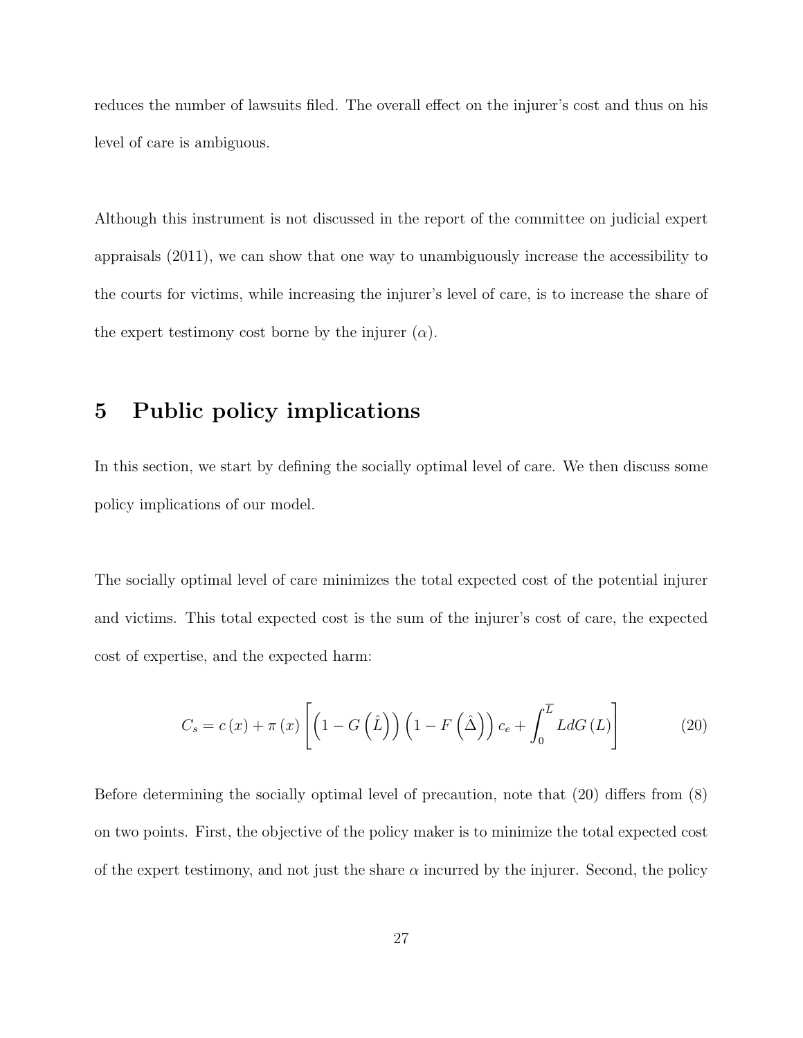reduces the number of lawsuits filed. The overall effect on the injurer's cost and thus on his level of care is ambiguous.

Although this instrument is not discussed in the report of the committee on judicial expert appraisals (2011), we can show that one way to unambiguously increase the accessibility to the courts for victims, while increasing the injurer's level of care, is to increase the share of the expert testimony cost borne by the injurer ($\alpha$).

# 5 Public policy implications

In this section, we start by defining the socially optimal level of care. We then discuss some policy implications of our model.

The socially optimal level of care minimizes the total expected cost of the potential injurer and victims. This total expected cost is the sum of the injurer's cost of care, the expected cost of expertise, and the expected harm:

$$C_s = c(x) + \pi(x)\left[\left(1 - G\left(\hat{L}\right)\right)\left(1 - F\left(\hat{\Delta}\right)\right)c_e + \int_0^{\overline{L}} L dG(L)\right] \tag{20}$$

Before determining the socially optimal level of precaution, note that (20) differs from (8) on two points. First, the objective of the policy maker is to minimize the total expected cost of the expert testimony, and not just the share $\alpha$ incurred by the injurer. Second, the policy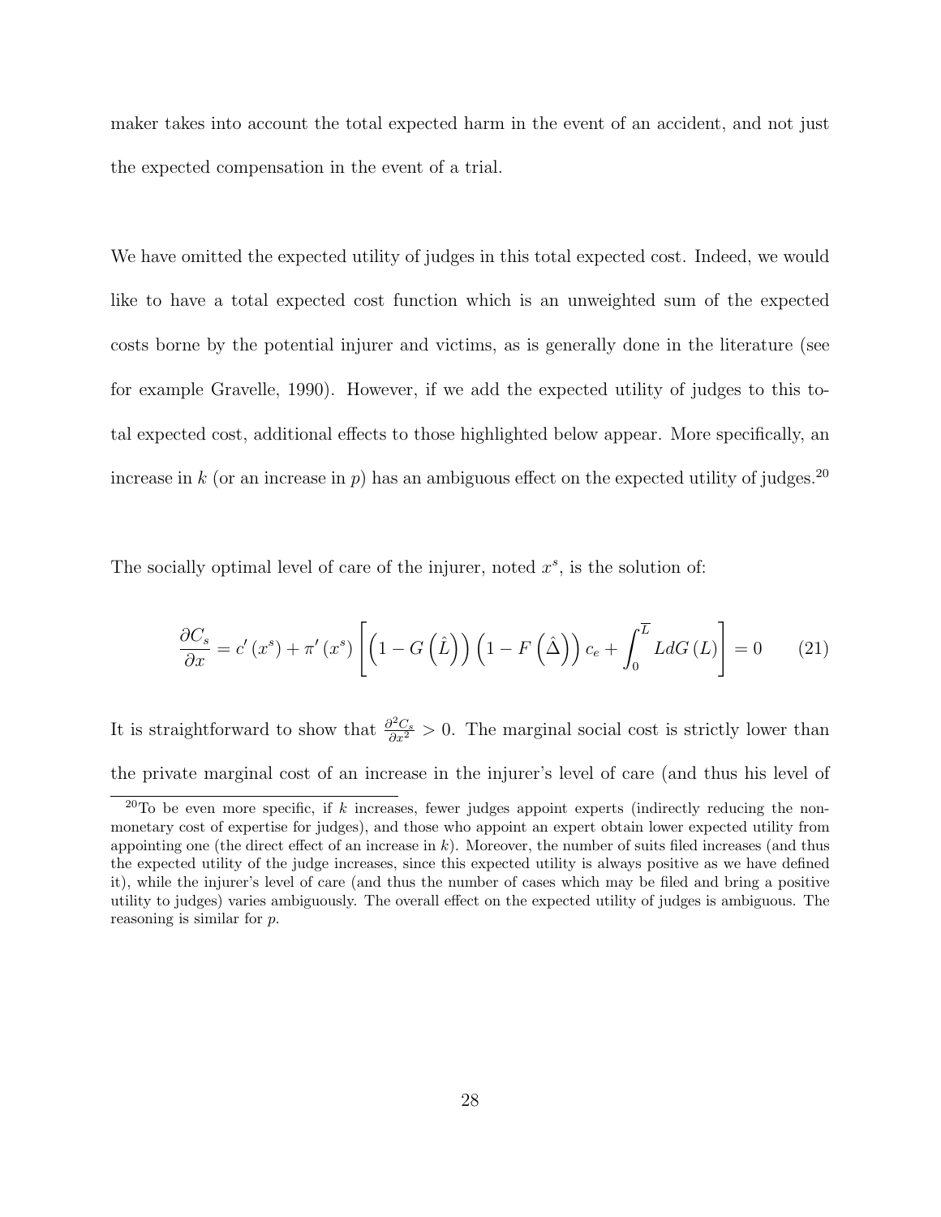maker takes into account the total expected harm in the event of an accident, and not just the expected compensation in the event of a trial.

We have omitted the expected utility of judges in this total expected cost. Indeed, we would like to have a total expected cost function which is an unweighted sum of the expected costs borne by the potential injurer and victims, as is generally done in the literature (see for example Gravelle, 1990). However, if we add the expected utility of judges to this total expected cost, additional effects to those highlighted below appear. More specifically, an increase in $k$ (or an increase in $p$) has an ambiguous effect on the expected utility of judges.[20]

The socially optimal level of care of the injurer, noted $x^s$, is the solution of:

$$\frac{\partial C_s}{\partial x} = c'(x^s) + \pi'(x^s)\left[\left(1 - G\left(\hat{L}\right)\right)\left(1 - F\left(\hat{\Delta}\right)\right)c_e + \int_0^{\overline{L}} L dG(L)\right] = 0 \qquad (21)$$

It is straightforward to show that $\frac{\partial^2 C_s}{\partial x^2} > 0$. The marginal social cost is strictly lower than the private marginal cost of an increase in the injurer's level of care (and thus his level of

[20] To be even more specific, if $k$ increases, fewer judges appoint experts (indirectly reducing the non-monetary cost of expertise for judges), and those who appoint an expert obtain lower expected utility from appointing one (the direct effect of an increase in $k$). Moreover, the number of suits filed increases (and thus the expected utility of the judge increases, since this expected utility is always positive as we have defined it), while the injurer's level of care (and thus the number of cases which may be filed and bring a positive utility to judges) varies ambiguously. The overall effect on the expected utility of judges is ambiguous. The reasoning is similar for $p$.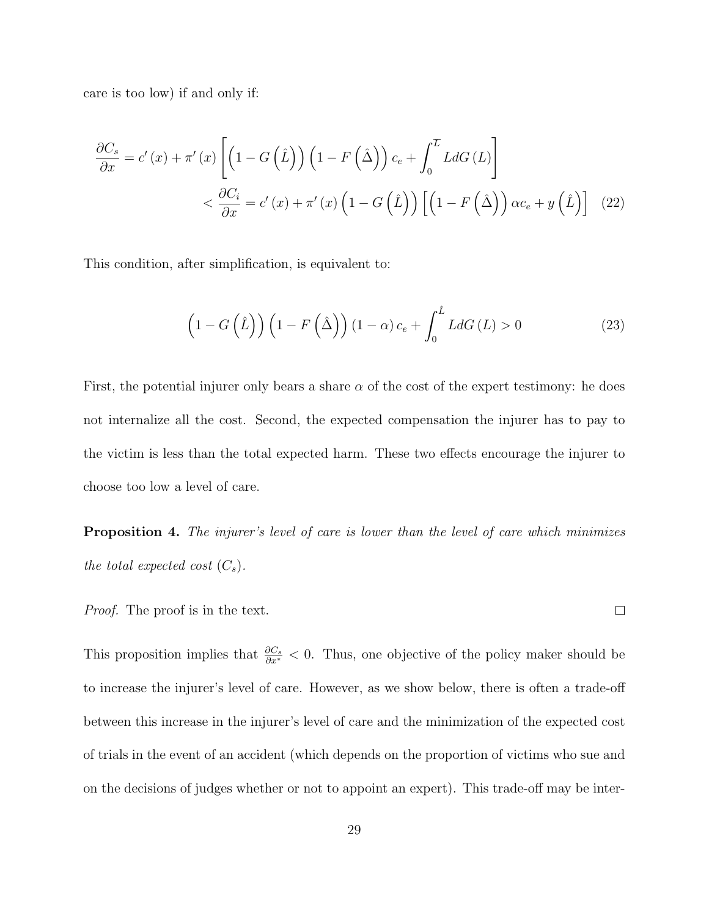care is too low) if and only if:

$$\frac{\partial C_s}{\partial x} = c'(x) + \pi'(x)\left[\left(1 - G\left(\hat{L}\right)\right)\left(1 - F\left(\hat{\Delta}\right)\right)c_e + \int_0^{\overline{L}} L dG(L)\right]$$
$$< \frac{\partial C_i}{\partial x} = c'(x) + \pi'(x)\left(1 - G\left(\hat{L}\right)\right)\left[\left(1 - F\left(\hat{\Delta}\right)\right)\alpha c_e + y\left(\hat{L}\right)\right] \quad (22)$$

This condition, after simplification, is equivalent to:

$$\left(1 - G\left(\hat{L}\right)\right)\left(1 - F\left(\hat{\Delta}\right)\right)(1 - \alpha)c_e + \int_0^{\hat{L}} L dG(L) > 0 \quad (23)$$

First, the potential injurer only bears a share $\alpha$ of the cost of the expert testimony: he does not internalize all the cost. Second, the expected compensation the injurer has to pay to the victim is less than the total expected harm. These two effects encourage the injurer to choose too low a level of care.

**Proposition 4.** *The injurer's level of care is lower than the level of care which minimizes the total expected cost ($C_s$).*

*Proof.* The proof is in the text. □

This proposition implies that $\frac{\partial C_s}{\partial x^*} < 0$. Thus, one objective of the policy maker should be to increase the injurer's level of care. However, as we show below, there is often a trade-off between this increase in the injurer's level of care and the minimization of the expected cost of trials in the event of an accident (which depends on the proportion of victims who sue and on the decisions of judges whether or not to appoint an expert). This trade-off may be inter-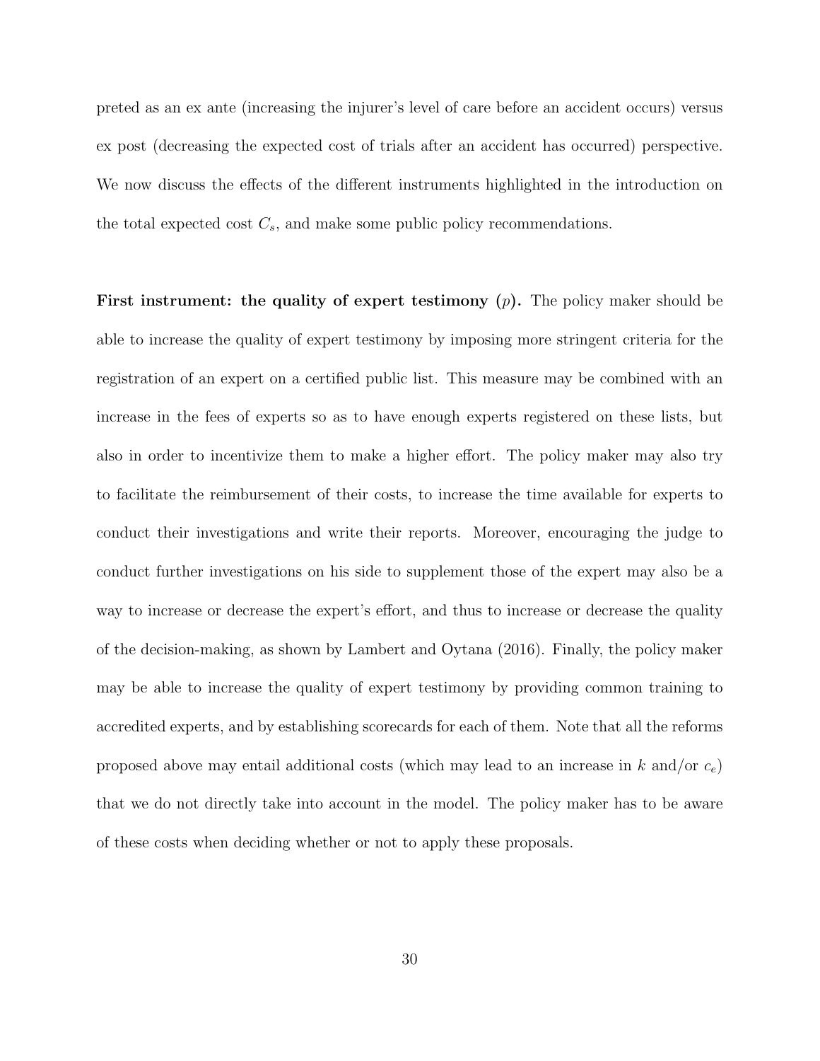preted as an ex ante (increasing the injurer's level of care before an accident occurs) versus ex post (decreasing the expected cost of trials after an accident has occurred) perspective. We now discuss the effects of the different instruments highlighted in the introduction on the total expected cost $C_s$, and make some public policy recommendations.

**First instrument: the quality of expert testimony ($p$).** The policy maker should be able to increase the quality of expert testimony by imposing more stringent criteria for the registration of an expert on a certified public list. This measure may be combined with an increase in the fees of experts so as to have enough experts registered on these lists, but also in order to incentivize them to make a higher effort. The policy maker may also try to facilitate the reimbursement of their costs, to increase the time available for experts to conduct their investigations and write their reports. Moreover, encouraging the judge to conduct further investigations on his side to supplement those of the expert may also be a way to increase or decrease the expert's effort, and thus to increase or decrease the quality of the decision-making, as shown by Lambert and Oytana (2016). Finally, the policy maker may be able to increase the quality of expert testimony by providing common training to accredited experts, and by establishing scorecards for each of them. Note that all the reforms proposed above may entail additional costs (which may lead to an increase in $k$ and/or $c_e$) that we do not directly take into account in the model. The policy maker has to be aware of these costs when deciding whether or not to apply these proposals.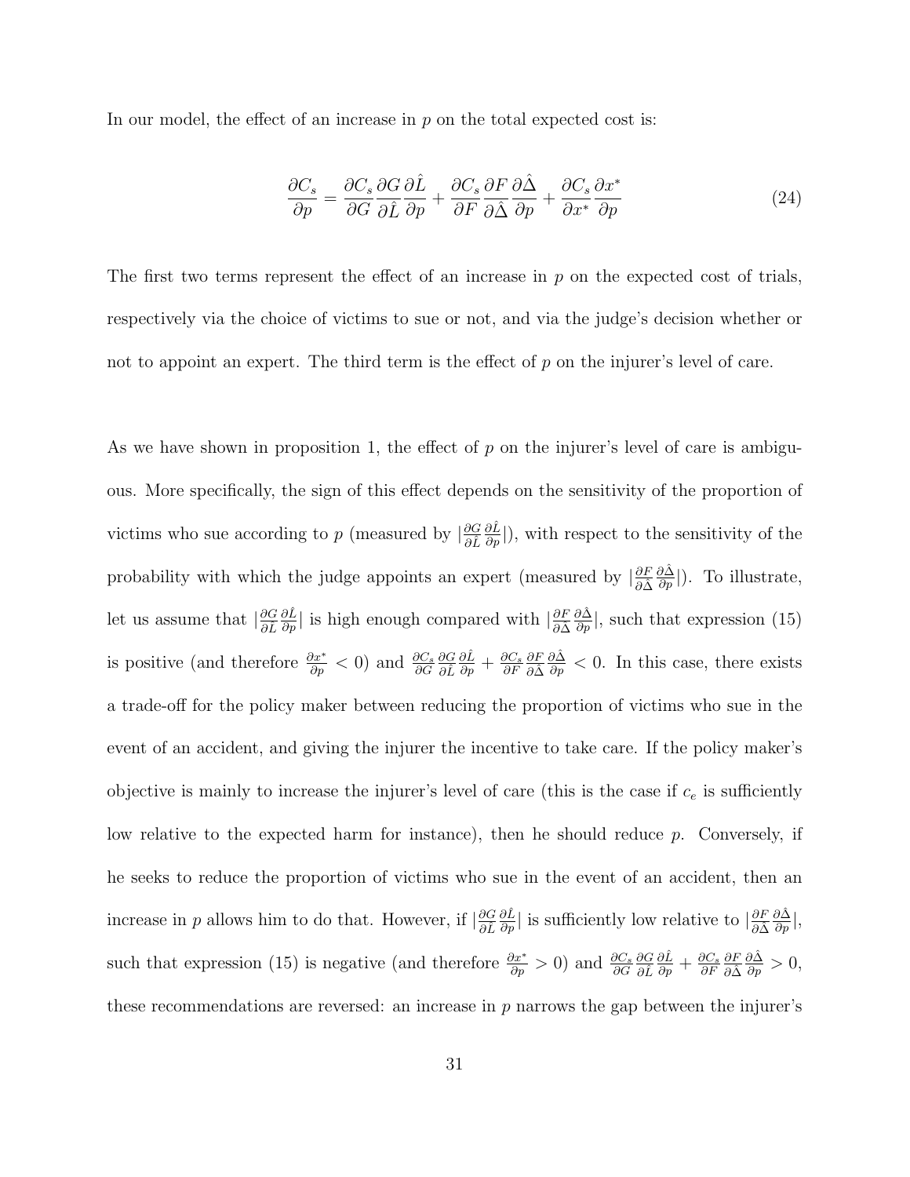In our model, the effect of an increase in $p$ on the total expected cost is:

$$\frac{\partial C_s}{\partial p} = \frac{\partial C_s}{\partial G}\frac{\partial G}{\partial \hat{L}}\frac{\partial \hat{L}}{\partial p} + \frac{\partial C_s}{\partial F}\frac{\partial F}{\partial \hat{\Delta}}\frac{\partial \hat{\Delta}}{\partial p} + \frac{\partial C_s}{\partial x^*}\frac{\partial x^*}{\partial p} \tag{24}$$

The first two terms represent the effect of an increase in $p$ on the expected cost of trials, respectively via the choice of victims to sue or not, and via the judge's decision whether or not to appoint an expert. The third term is the effect of $p$ on the injurer's level of care.

As we have shown in proposition 1, the effect of $p$ on the injurer's level of care is ambiguous. More specifically, the sign of this effect depends on the sensitivity of the proportion of victims who sue according to $p$ (measured by $|\frac{\partial G}{\partial \hat{L}}\frac{\partial \hat{L}}{\partial p}|$), with respect to the sensitivity of the probability with which the judge appoints an expert (measured by $|\frac{\partial F}{\partial \hat{\Delta}}\frac{\partial \hat{\Delta}}{\partial p}|$). To illustrate, let us assume that $|\frac{\partial G}{\partial \hat{L}}\frac{\partial \hat{L}}{\partial p}|$ is high enough compared with $|\frac{\partial F}{\partial \hat{\Delta}}\frac{\partial \hat{\Delta}}{\partial p}|$, such that expression (15) is positive (and therefore $\frac{\partial x^*}{\partial p} < 0$) and $\frac{\partial C_s}{\partial G}\frac{\partial G}{\partial \hat{L}}\frac{\partial \hat{L}}{\partial p} + \frac{\partial C_s}{\partial F}\frac{\partial F}{\partial \hat{\Delta}}\frac{\partial \hat{\Delta}}{\partial p} < 0$. In this case, there exists a trade-off for the policy maker between reducing the proportion of victims who sue in the event of an accident, and giving the injurer the incentive to take care. If the policy maker's objective is mainly to increase the injurer's level of care (this is the case if $c_e$ is sufficiently low relative to the expected harm for instance), then he should reduce $p$. Conversely, if he seeks to reduce the proportion of victims who sue in the event of an accident, then an increase in $p$ allows him to do that. However, if $|\frac{\partial G}{\partial \hat{L}}\frac{\partial \hat{L}}{\partial p}|$ is sufficiently low relative to $|\frac{\partial F}{\partial \hat{\Delta}}\frac{\partial \hat{\Delta}}{\partial p}|$, such that expression (15) is negative (and therefore $\frac{\partial x^*}{\partial p} > 0$) and $\frac{\partial C_s}{\partial G}\frac{\partial G}{\partial \hat{L}}\frac{\partial \hat{L}}{\partial p} + \frac{\partial C_s}{\partial F}\frac{\partial F}{\partial \hat{\Delta}}\frac{\partial \hat{\Delta}}{\partial p} > 0$, these recommendations are reversed: an increase in $p$ narrows the gap between the injurer's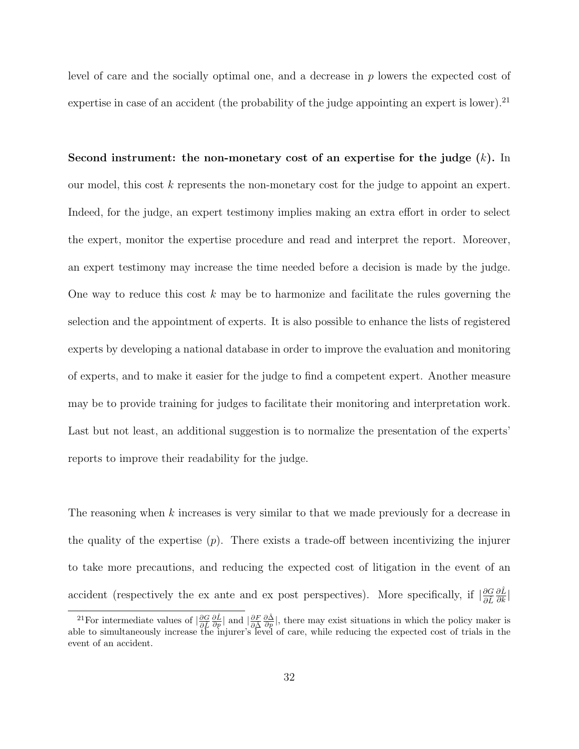level of care and the socially optimal one, and a decrease in $p$ lowers the expected cost of expertise in case of an accident (the probability of the judge appointing an expert is lower).[21]

**Second instrument: the non-monetary cost of an expertise for the judge ($k$).** In our model, this cost $k$ represents the non-monetary cost for the judge to appoint an expert. Indeed, for the judge, an expert testimony implies making an extra effort in order to select the expert, monitor the expertise procedure and read and interpret the report. Moreover, an expert testimony may increase the time needed before a decision is made by the judge. One way to reduce this cost $k$ may be to harmonize and facilitate the rules governing the selection and the appointment of experts. It is also possible to enhance the lists of registered experts by developing a national database in order to improve the evaluation and monitoring of experts, and to make it easier for the judge to find a competent expert. Another measure may be to provide training for judges to facilitate their monitoring and interpretation work. Last but not least, an additional suggestion is to normalize the presentation of the experts' reports to improve their readability for the judge.

The reasoning when $k$ increases is very similar to that we made previously for a decrease in the quality of the expertise ($p$). There exists a trade-off between incentivizing the injurer to take more precautions, and reducing the expected cost of litigation in the event of an accident (respectively the ex ante and ex post perspectives). More specifically, if $|\frac{\partial G}{\partial \hat{L}} \frac{\partial \hat{L}}{\partial k}|$

[21]For intermediate values of $|\frac{\partial G}{\partial \hat{L}} \frac{\partial \hat{L}}{\partial p}|$ and $|\frac{\partial F}{\partial \hat{\Delta}} \frac{\partial \hat{\Delta}}{\partial p}|$, there may exist situations in which the policy maker is able to simultaneously increase the injurer's level of care, while reducing the expected cost of trials in the event of an accident.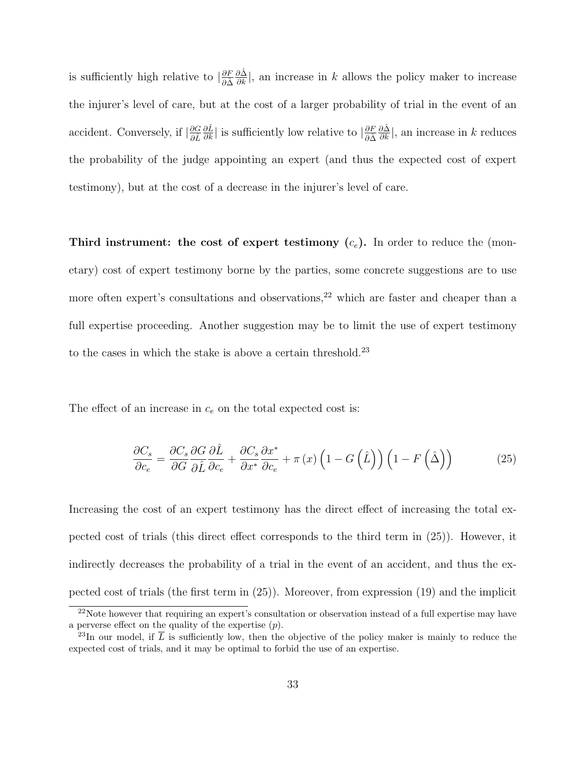is sufficiently high relative to $|\frac{\partial F}{\partial \hat{\Delta}}\frac{\partial \hat{\Delta}}{\partial k}|$, an increase in $k$ allows the policy maker to increase the injurer's level of care, but at the cost of a larger probability of trial in the event of an accident. Conversely, if $|\frac{\partial G}{\partial \hat{L}}\frac{\partial \hat{L}}{\partial k}|$ is sufficiently low relative to $|\frac{\partial F}{\partial \hat{\Delta}}\frac{\partial \hat{\Delta}}{\partial k}|$, an increase in $k$ reduces the probability of the judge appointing an expert (and thus the expected cost of expert testimony), but at the cost of a decrease in the injurer's level of care.

**Third instrument: the cost of expert testimony ($c_e$).** In order to reduce the (monetary) cost of expert testimony borne by the parties, some concrete suggestions are to use more often expert's consultations and observations,[22] which are faster and cheaper than a full expertise proceeding. Another suggestion may be to limit the use of expert testimony to the cases in which the stake is above a certain threshold.[23]

The effect of an increase in $c_e$ on the total expected cost is:

$$\frac{\partial C_s}{\partial c_e} = \frac{\partial C_s}{\partial G}\frac{\partial G}{\partial \hat{L}}\frac{\partial \hat{L}}{\partial c_e} + \frac{\partial C_s}{\partial x^*}\frac{\partial x^*}{\partial c_e} + \pi(x)\left(1 - G\left(\hat{L}\right)\right)\left(1 - F\left(\hat{\Delta}\right)\right) \tag{25}$$

Increasing the cost of an expert testimony has the direct effect of increasing the total expected cost of trials (this direct effect corresponds to the third term in (25)). However, it indirectly decreases the probability of a trial in the event of an accident, and thus the expected cost of trials (the first term in (25)). Moreover, from expression (19) and the implicit

[22]Note however that requiring an expert's consultation or observation instead of a full expertise may have a perverse effect on the quality of the expertise ($p$).

[23]In our model, if $\overline{L}$ is sufficiently low, then the objective of the policy maker is mainly to reduce the expected cost of trials, and it may be optimal to forbid the use of an expertise.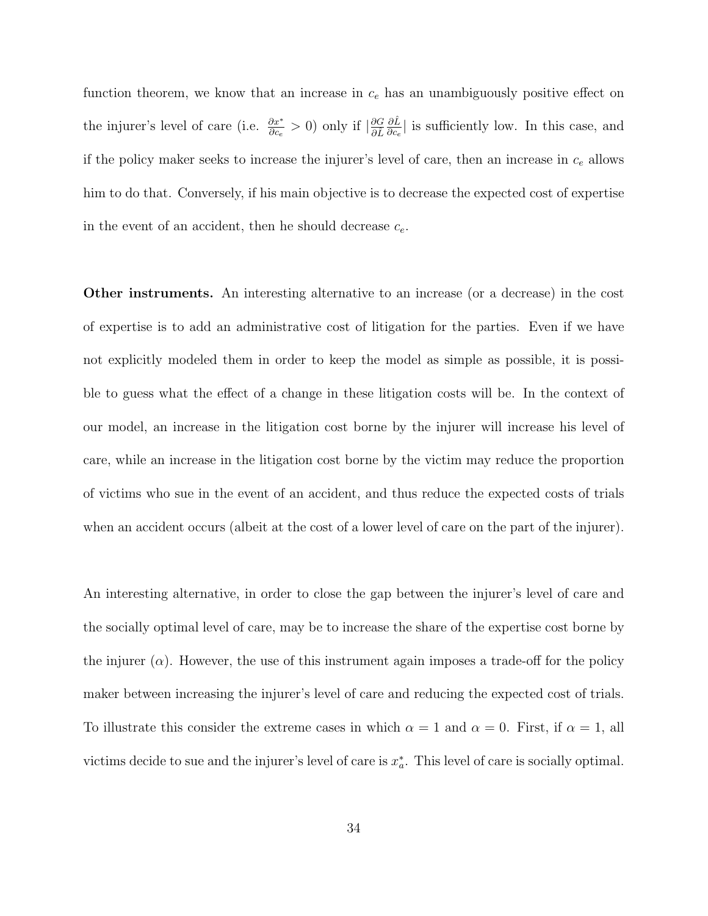function theorem, we know that an increase in $c_e$ has an unambiguously positive effect on the injurer's level of care (i.e. $\frac{\partial x^*}{\partial c_e} > 0$) only if $|\frac{\partial G}{\partial \hat{L}} \frac{\partial \hat{L}}{\partial c_e}|$ is sufficiently low. In this case, and if the policy maker seeks to increase the injurer's level of care, then an increase in $c_e$ allows him to do that. Conversely, if his main objective is to decrease the expected cost of expertise in the event of an accident, then he should decrease $c_e$.

**Other instruments.** An interesting alternative to an increase (or a decrease) in the cost of expertise is to add an administrative cost of litigation for the parties. Even if we have not explicitly modeled them in order to keep the model as simple as possible, it is possible to guess what the effect of a change in these litigation costs will be. In the context of our model, an increase in the litigation cost borne by the injurer will increase his level of care, while an increase in the litigation cost borne by the victim may reduce the proportion of victims who sue in the event of an accident, and thus reduce the expected costs of trials when an accident occurs (albeit at the cost of a lower level of care on the part of the injurer).

An interesting alternative, in order to close the gap between the injurer's level of care and the socially optimal level of care, may be to increase the share of the expertise cost borne by the injurer ($\alpha$). However, the use of this instrument again imposes a trade-off for the policy maker between increasing the injurer's level of care and reducing the expected cost of trials. To illustrate this consider the extreme cases in which $\alpha = 1$ and $\alpha = 0$. First, if $\alpha = 1$, all victims decide to sue and the injurer's level of care is $x_a^*$. This level of care is socially optimal.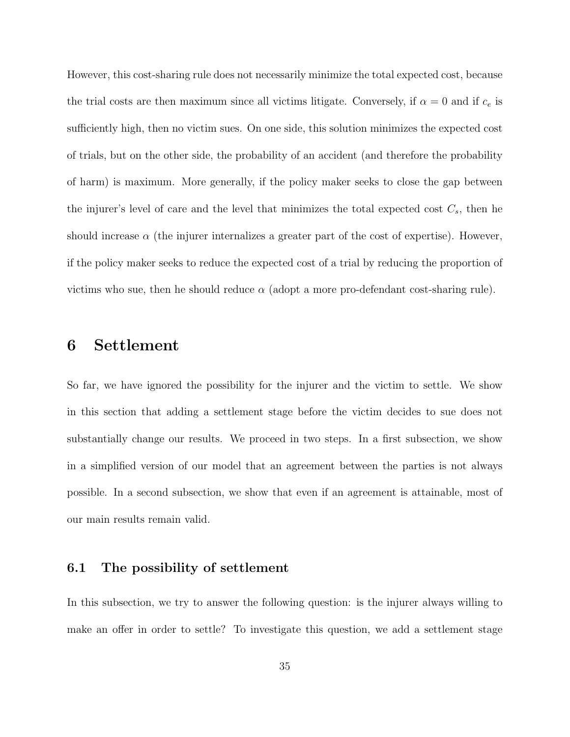However, this cost-sharing rule does not necessarily minimize the total expected cost, because the trial costs are then maximum since all victims litigate. Conversely, if $\alpha = 0$ and if $c_e$ is sufficiently high, then no victim sues. On one side, this solution minimizes the expected cost of trials, but on the other side, the probability of an accident (and therefore the probability of harm) is maximum. More generally, if the policy maker seeks to close the gap between the injurer's level of care and the level that minimizes the total expected cost $C_s$, then he should increase $\alpha$ (the injurer internalizes a greater part of the cost of expertise). However, if the policy maker seeks to reduce the expected cost of a trial by reducing the proportion of victims who sue, then he should reduce $\alpha$ (adopt a more pro-defendant cost-sharing rule).

# 6 Settlement

So far, we have ignored the possibility for the injurer and the victim to settle. We show in this section that adding a settlement stage before the victim decides to sue does not substantially change our results. We proceed in two steps. In a first subsection, we show in a simplified version of our model that an agreement between the parties is not always possible. In a second subsection, we show that even if an agreement is attainable, most of our main results remain valid.

## 6.1 The possibility of settlement

In this subsection, we try to answer the following question: is the injurer always willing to make an offer in order to settle? To investigate this question, we add a settlement stage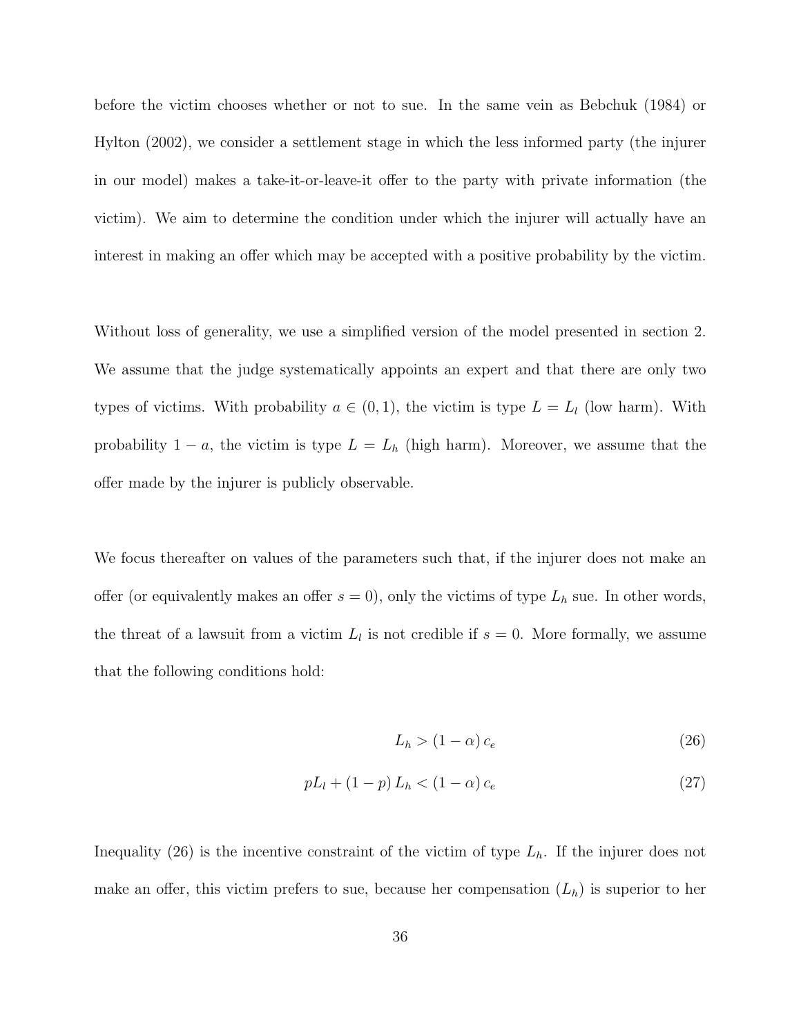before the victim chooses whether or not to sue. In the same vein as Bebchuk (1984) or Hylton (2002), we consider a settlement stage in which the less informed party (the injurer in our model) makes a take-it-or-leave-it offer to the party with private information (the victim). We aim to determine the condition under which the injurer will actually have an interest in making an offer which may be accepted with a positive probability by the victim.

Without loss of generality, we use a simplified version of the model presented in section 2. We assume that the judge systematically appoints an expert and that there are only two types of victims. With probability $a \in (0, 1)$, the victim is type $L = L_l$ (low harm). With probability $1 - a$, the victim is type $L = L_h$ (high harm). Moreover, we assume that the offer made by the injurer is publicly observable.

We focus thereafter on values of the parameters such that, if the injurer does not make an offer (or equivalently makes an offer $s = 0$), only the victims of type $L_h$ sue. In other words, the threat of a lawsuit from a victim $L_l$ is not credible if $s = 0$. More formally, we assume that the following conditions hold:

$$L_h > (1 - \alpha) c_e \tag{26}$$

$$pL_l + (1 - p) L_h < (1 - \alpha) c_e \tag{27}$$

Inequality (26) is the incentive constraint of the victim of type $L_h$. If the injurer does not make an offer, this victim prefers to sue, because her compensation ($L_h$) is superior to her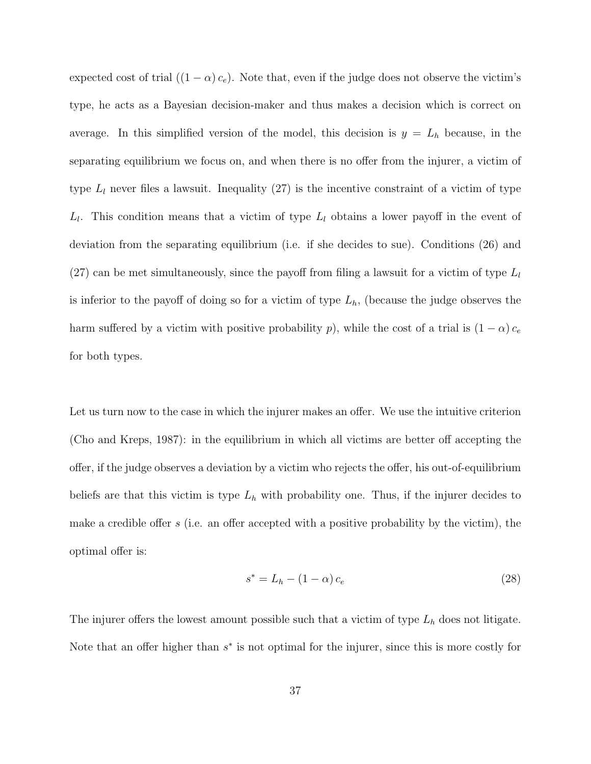expected cost of trial ($(1-\alpha)\,c_e$). Note that, even if the judge does not observe the victim's type, he acts as a Bayesian decision-maker and thus makes a decision which is correct on average. In this simplified version of the model, this decision is $y = L_h$ because, in the separating equilibrium we focus on, and when there is no offer from the injurer, a victim of type $L_l$ never files a lawsuit. Inequality (27) is the incentive constraint of a victim of type $L_l$. This condition means that a victim of type $L_l$ obtains a lower payoff in the event of deviation from the separating equilibrium (i.e. if she decides to sue). Conditions (26) and (27) can be met simultaneously, since the payoff from filing a lawsuit for a victim of type $L_l$ is inferior to the payoff of doing so for a victim of type $L_h$, (because the judge observes the harm suffered by a victim with positive probability $p$), while the cost of a trial is $(1-\alpha)\,c_e$ for both types.

Let us turn now to the case in which the injurer makes an offer. We use the intuitive criterion (Cho and Kreps, 1987): in the equilibrium in which all victims are better off accepting the offer, if the judge observes a deviation by a victim who rejects the offer, his out-of-equilibrium beliefs are that this victim is type $L_h$ with probability one. Thus, if the injurer decides to make a credible offer $s$ (i.e. an offer accepted with a positive probability by the victim), the optimal offer is:

$$s^* = L_h - (1-\alpha)\,c_e \tag{28}$$

The injurer offers the lowest amount possible such that a victim of type $L_h$ does not litigate. Note that an offer higher than $s^*$ is not optimal for the injurer, since this is more costly for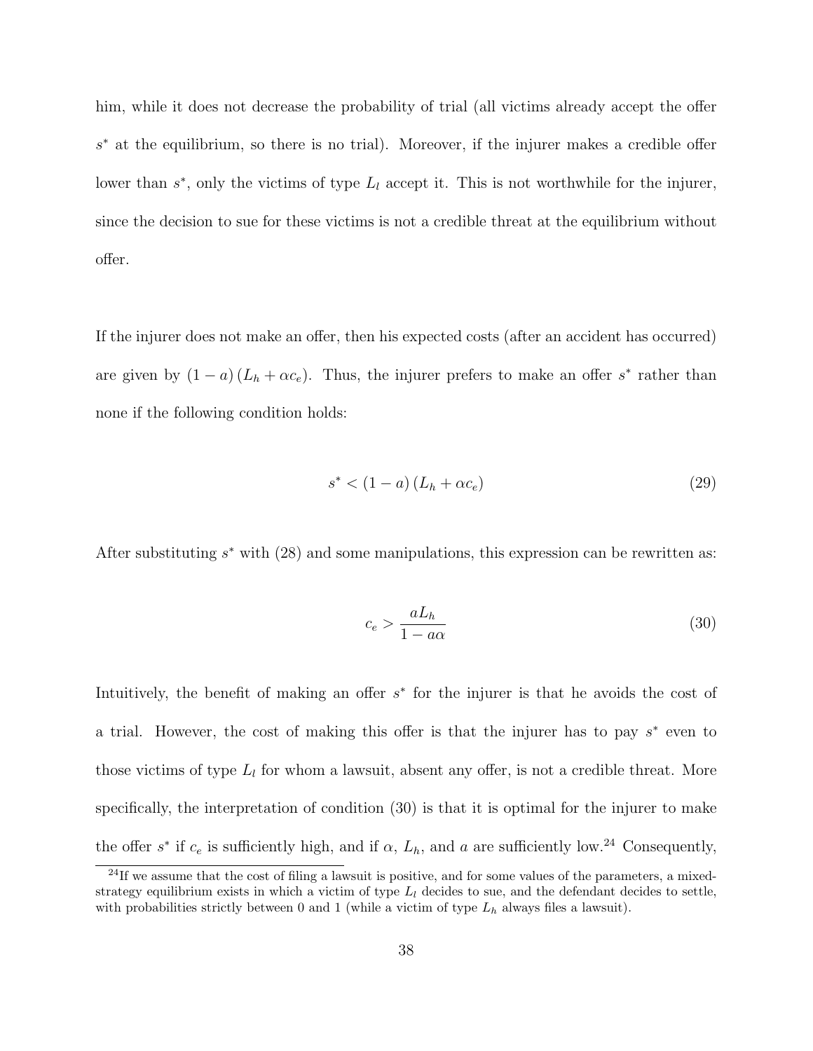him, while it does not decrease the probability of trial (all victims already accept the offer $s^*$ at the equilibrium, so there is no trial). Moreover, if the injurer makes a credible offer lower than $s^*$, only the victims of type $L_l$ accept it. This is not worthwhile for the injurer, since the decision to sue for these victims is not a credible threat at the equilibrium without offer.

If the injurer does not make an offer, then his expected costs (after an accident has occurred) are given by $(1-a)(L_h + \alpha c_e)$. Thus, the injurer prefers to make an offer $s^*$ rather than none if the following condition holds:

$$s^* < (1-a)(L_h + \alpha c_e) \tag{29}$$

After substituting $s^*$ with (28) and some manipulations, this expression can be rewritten as:

$$c_e > \frac{aL_h}{1 - a\alpha} \tag{30}$$

Intuitively, the benefit of making an offer $s^*$ for the injurer is that he avoids the cost of a trial. However, the cost of making this offer is that the injurer has to pay $s^*$ even to those victims of type $L_l$ for whom a lawsuit, absent any offer, is not a credible threat. More specifically, the interpretation of condition (30) is that it is optimal for the injurer to make the offer $s^*$ if $c_e$ is sufficiently high, and if $\alpha$, $L_h$, and $a$ are sufficiently low.[24] Consequently,

[24] If we assume that the cost of filing a lawsuit is positive, and for some values of the parameters, a mixed-strategy equilibrium exists in which a victim of type $L_l$ decides to sue, and the defendant decides to settle, with probabilities strictly between 0 and 1 (while a victim of type $L_h$ always files a lawsuit).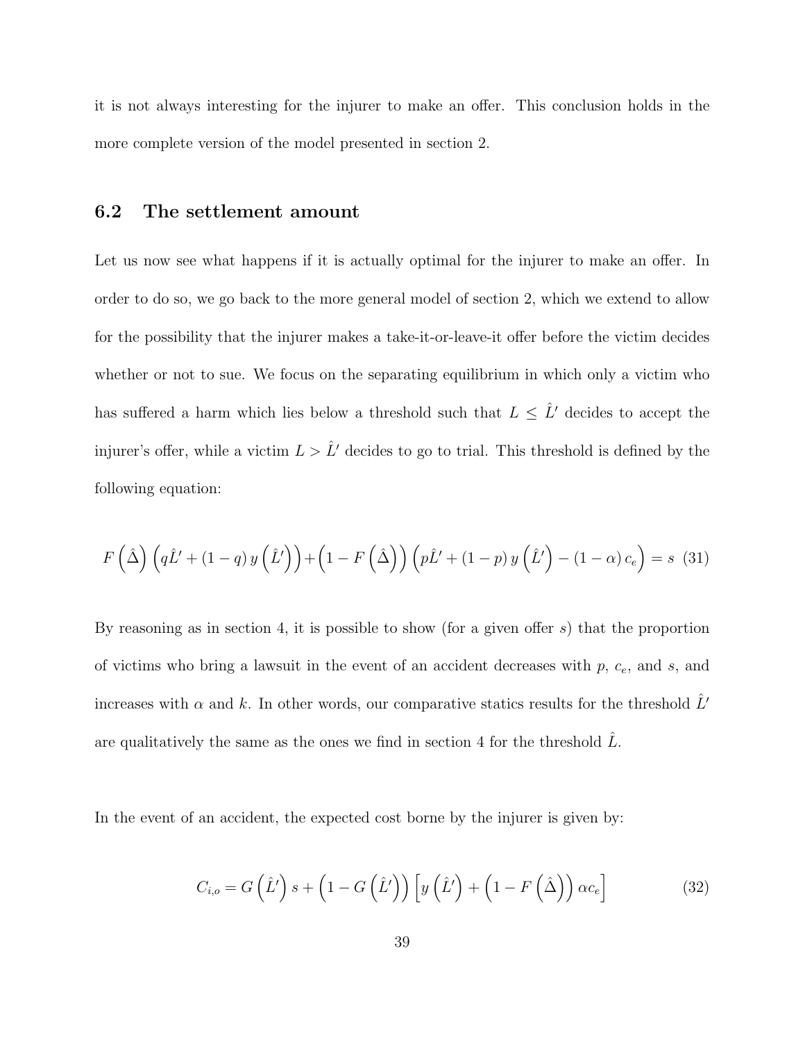it is not always interesting for the injurer to make an offer. This conclusion holds in the more complete version of the model presented in section 2.

### 6.2 The settlement amount

Let us now see what happens if it is actually optimal for the injurer to make an offer. In order to do so, we go back to the more general model of section 2, which we extend to allow for the possibility that the injurer makes a take-it-or-leave-it offer before the victim decides whether or not to sue. We focus on the separating equilibrium in which only a victim who has suffered a harm which lies below a threshold such that $L \leq \hat{L}'$ decides to accept the injurer's offer, while a victim $L > \hat{L}'$ decides to go to trial. This threshold is defined by the following equation:

$$F\left(\hat{\Delta}\right)\left(q\hat{L}' + (1-q)\,y\left(\hat{L}'\right)\right) + \left(1 - F\left(\hat{\Delta}\right)\right)\left(p\hat{L}' + (1-p)\,y\left(\hat{L}'\right) - (1-\alpha)\,c_e\right) = s \quad (31)$$

By reasoning as in section 4, it is possible to show (for a given offer $s$) that the proportion of victims who bring a lawsuit in the event of an accident decreases with $p$, $c_e$, and $s$, and increases with $\alpha$ and $k$. In other words, our comparative statics results for the threshold $\hat{L}'$ are qualitatively the same as the ones we find in section 4 for the threshold $\hat{L}$.

In the event of an accident, the expected cost borne by the injurer is given by:

$$C_{i,o} = G\left(\hat{L}'\right)s + \left(1 - G\left(\hat{L}'\right)\right)\left[y\left(\hat{L}'\right) + \left(1 - F\left(\hat{\Delta}\right)\right)\alpha c_e\right] \quad (32)$$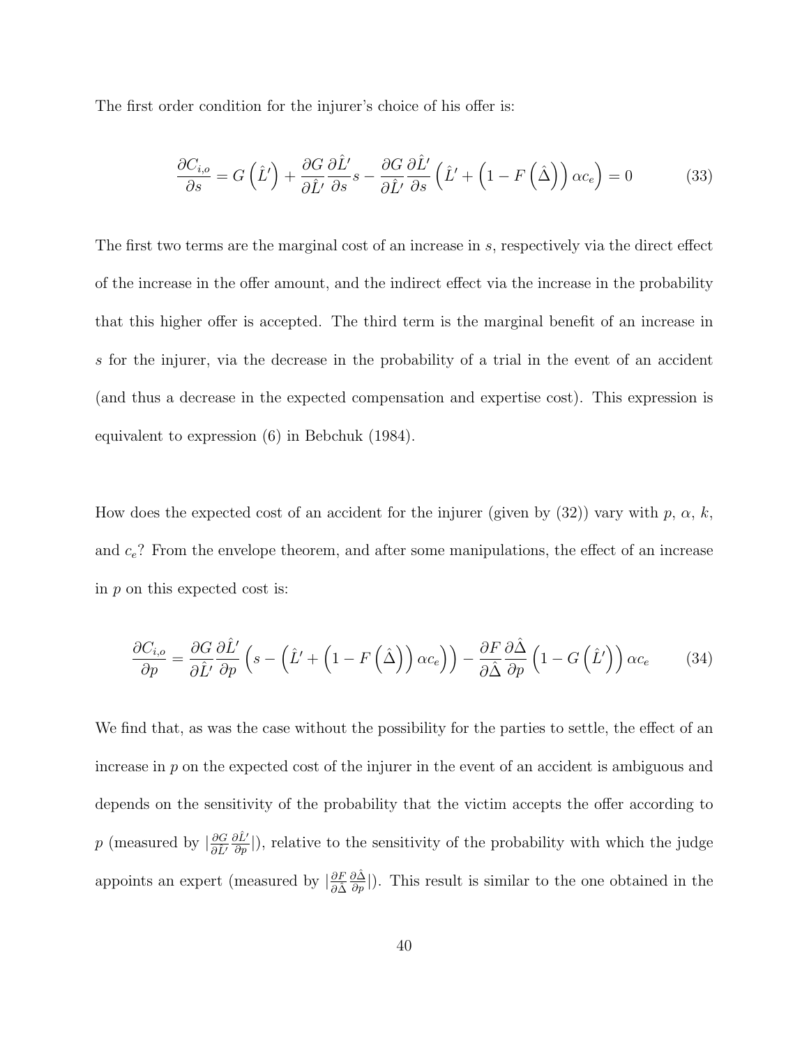The first order condition for the injurer's choice of his offer is:

$$\frac{\partial C_{i,o}}{\partial s} = G\left(\hat{L}'\right) + \frac{\partial G}{\partial \hat{L}'}\frac{\partial \hat{L}'}{\partial s}s - \frac{\partial G}{\partial \hat{L}'}\frac{\partial \hat{L}'}{\partial s}\left(\hat{L}' + \left(1 - F\left(\hat{\Delta}\right)\right)\alpha c_e\right) = 0 \tag{33}$$

The first two terms are the marginal cost of an increase in $s$, respectively via the direct effect of the increase in the offer amount, and the indirect effect via the increase in the probability that this higher offer is accepted. The third term is the marginal benefit of an increase in $s$ for the injurer, via the decrease in the probability of a trial in the event of an accident (and thus a decrease in the expected compensation and expertise cost). This expression is equivalent to expression (6) in Bebchuk (1984).

How does the expected cost of an accident for the injurer (given by (32)) vary with $p$, $\alpha$, $k$, and $c_e$? From the envelope theorem, and after some manipulations, the effect of an increase in $p$ on this expected cost is:

$$\frac{\partial C_{i,o}}{\partial p} = \frac{\partial G}{\partial \hat{L}'}\frac{\partial \hat{L}'}{\partial p}\left(s - \left(\hat{L}' + \left(1 - F\left(\hat{\Delta}\right)\right)\alpha c_e\right)\right) - \frac{\partial F}{\partial \hat{\Delta}}\frac{\partial \hat{\Delta}}{\partial p}\left(1 - G\left(\hat{L}'\right)\right)\alpha c_e \tag{34}$$

We find that, as was the case without the possibility for the parties to settle, the effect of an increase in $p$ on the expected cost of the injurer in the event of an accident is ambiguous and depends on the sensitivity of the probability that the victim accepts the offer according to $p$ (measured by $|\frac{\partial G}{\partial \hat{L}'}\frac{\partial \hat{L}'}{\partial p}|$), relative to the sensitivity of the probability with which the judge appoints an expert (measured by $|\frac{\partial F}{\partial \hat{\Delta}}\frac{\partial \hat{\Delta}}{\partial p}|$). This result is similar to the one obtained in the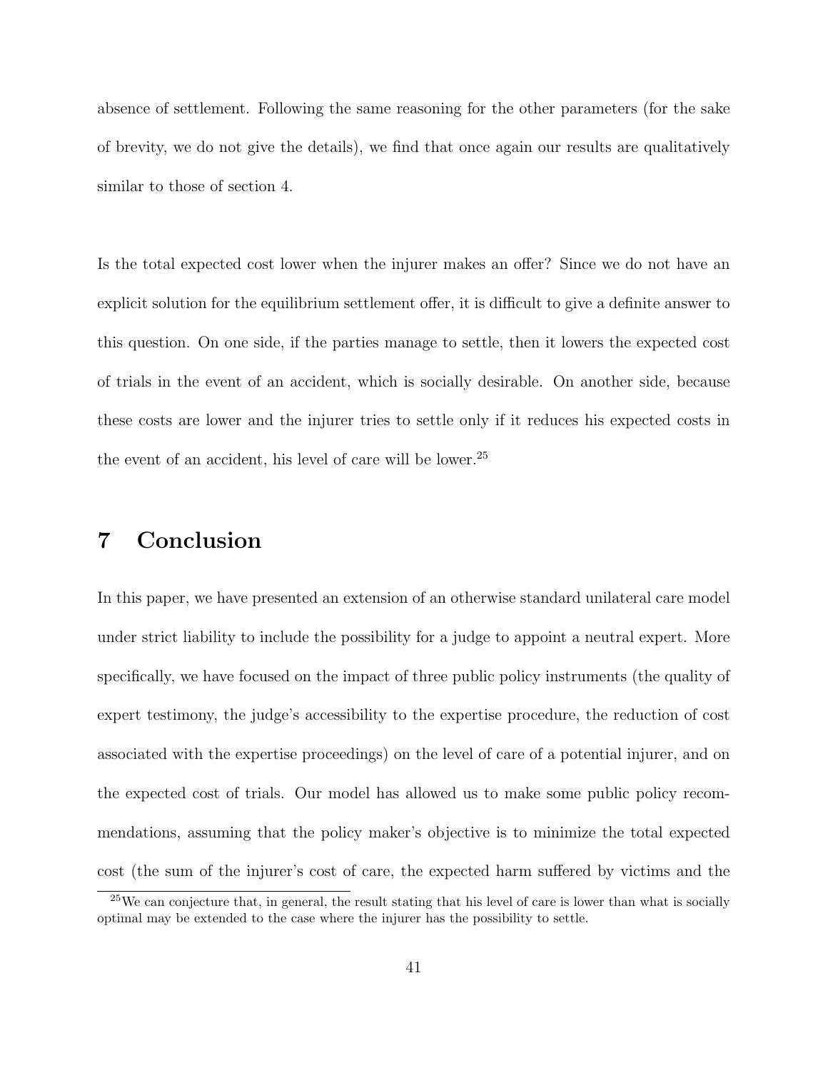absence of settlement. Following the same reasoning for the other parameters (for the sake of brevity, we do not give the details), we find that once again our results are qualitatively similar to those of section 4.

Is the total expected cost lower when the injurer makes an offer? Since we do not have an explicit solution for the equilibrium settlement offer, it is difficult to give a definite answer to this question. On one side, if the parties manage to settle, then it lowers the expected cost of trials in the event of an accident, which is socially desirable. On another side, because these costs are lower and the injurer tries to settle only if it reduces his expected costs in the event of an accident, his level of care will be lower.[25]

# 7 Conclusion

In this paper, we have presented an extension of an otherwise standard unilateral care model under strict liability to include the possibility for a judge to appoint a neutral expert. More specifically, we have focused on the impact of three public policy instruments (the quality of expert testimony, the judge's accessibility to the expertise procedure, the reduction of cost associated with the expertise proceedings) on the level of care of a potential injurer, and on the expected cost of trials. Our model has allowed us to make some public policy recommendations, assuming that the policy maker's objective is to minimize the total expected cost (the sum of the injurer's cost of care, the expected harm suffered by victims and the

[25] We can conjecture that, in general, the result stating that his level of care is lower than what is socially optimal may be extended to the case where the injurer has the possibility to settle.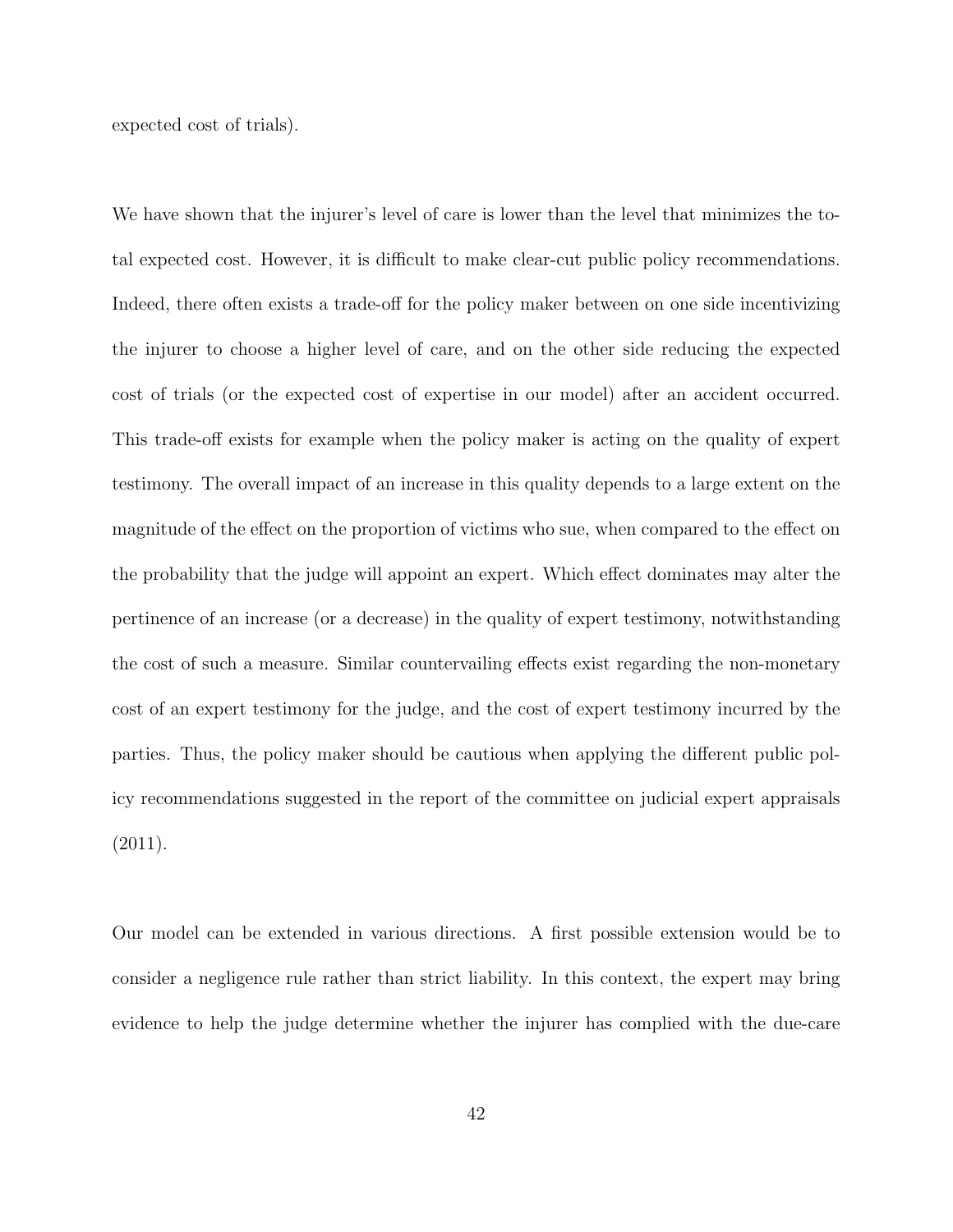expected cost of trials).

We have shown that the injurer's level of care is lower than the level that minimizes the total expected cost. However, it is difficult to make clear-cut public policy recommendations. Indeed, there often exists a trade-off for the policy maker between on one side incentivizing the injurer to choose a higher level of care, and on the other side reducing the expected cost of trials (or the expected cost of expertise in our model) after an accident occurred. This trade-off exists for example when the policy maker is acting on the quality of expert testimony. The overall impact of an increase in this quality depends to a large extent on the magnitude of the effect on the proportion of victims who sue, when compared to the effect on the probability that the judge will appoint an expert. Which effect dominates may alter the pertinence of an increase (or a decrease) in the quality of expert testimony, notwithstanding the cost of such a measure. Similar countervailing effects exist regarding the non-monetary cost of an expert testimony for the judge, and the cost of expert testimony incurred by the parties. Thus, the policy maker should be cautious when applying the different public policy recommendations suggested in the report of the committee on judicial expert appraisals (2011).

Our model can be extended in various directions. A first possible extension would be to consider a negligence rule rather than strict liability. In this context, the expert may bring evidence to help the judge determine whether the injurer has complied with the due-care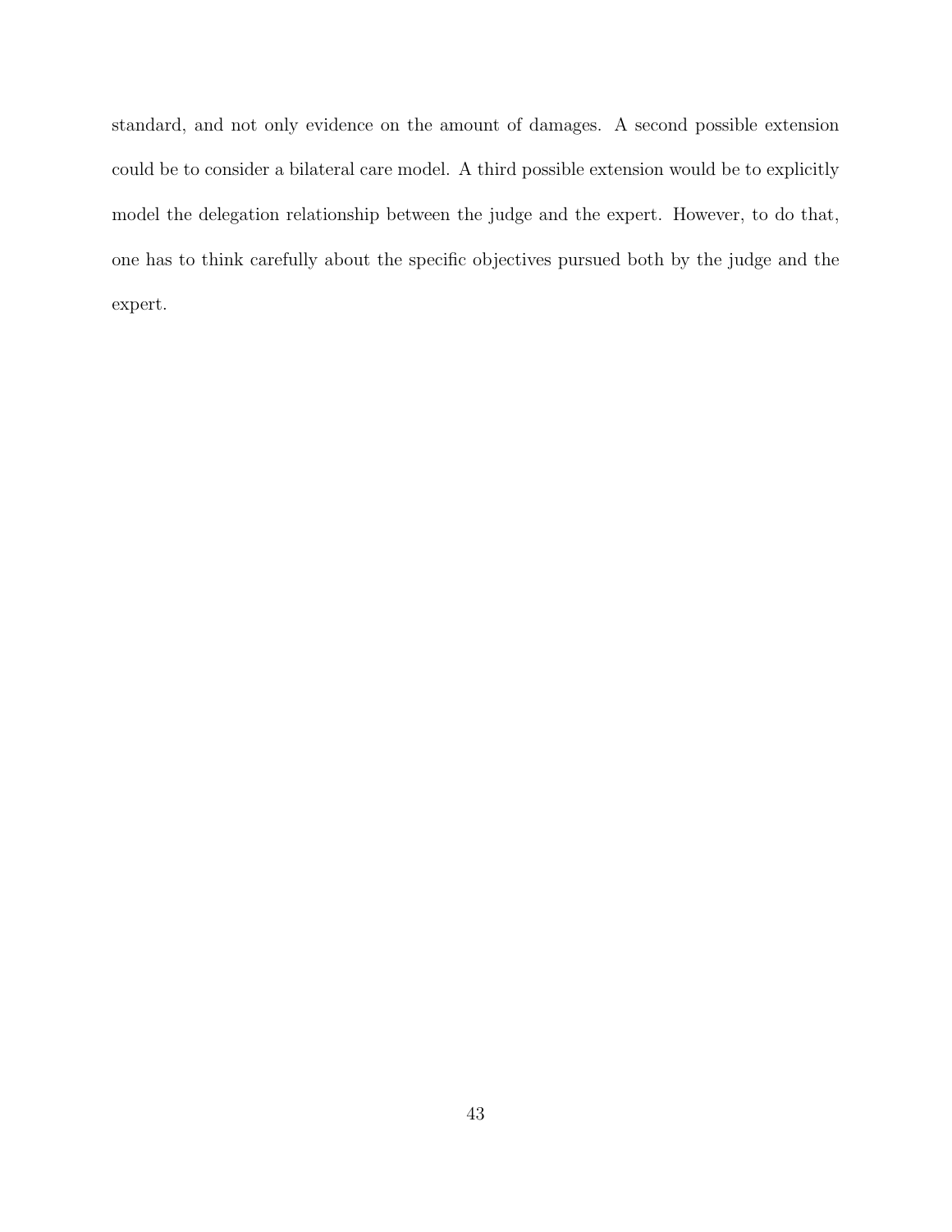standard, and not only evidence on the amount of damages. A second possible extension could be to consider a bilateral care model. A third possible extension would be to explicitly model the delegation relationship between the judge and the expert. However, to do that, one has to think carefully about the specific objectives pursued both by the judge and the expert.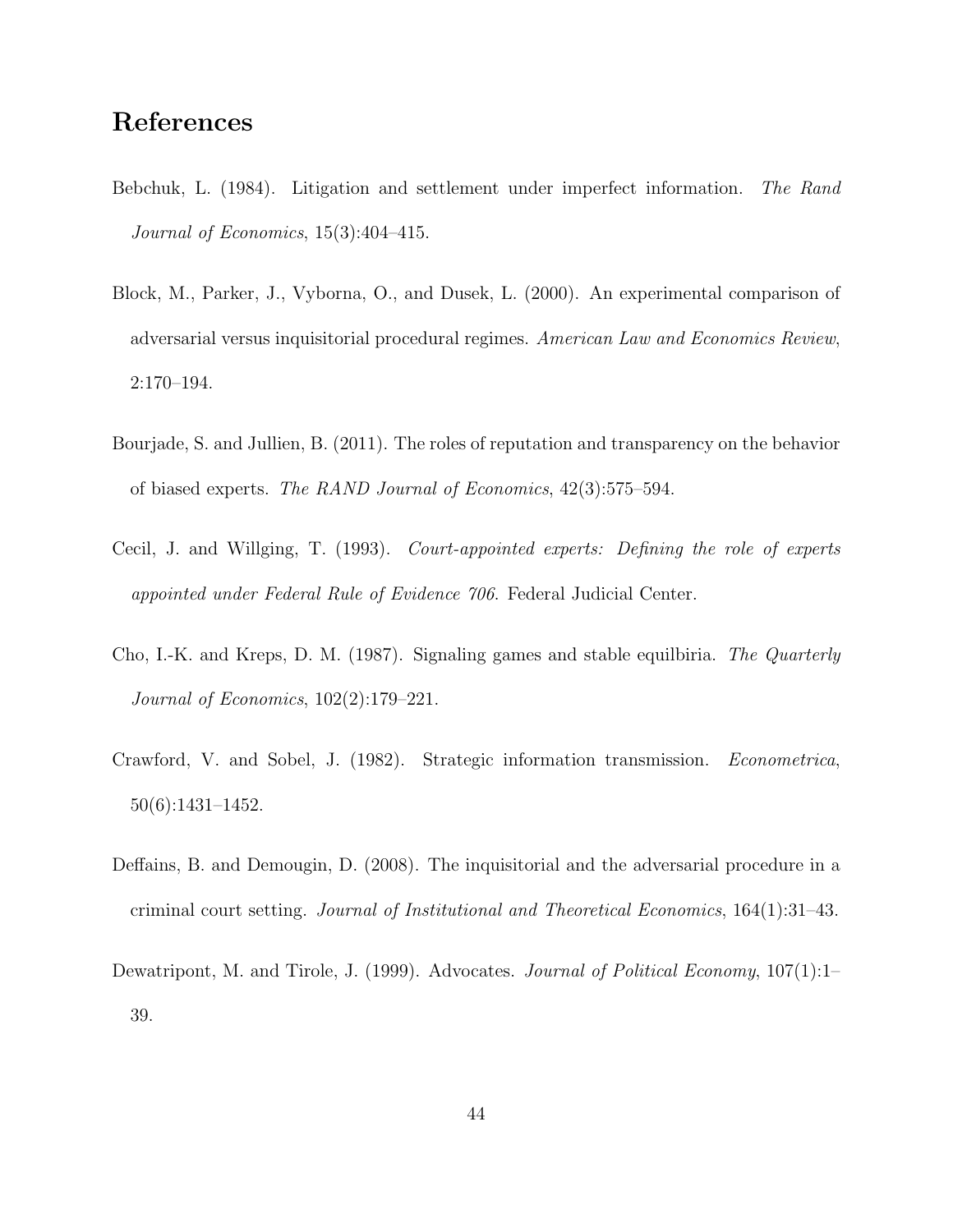# References

Bebchuk, L. (1984). Litigation and settlement under imperfect information. *The Rand Journal of Economics*, 15(3):404–415.

Block, M., Parker, J., Vyborna, O., and Dusek, L. (2000). An experimental comparison of adversarial versus inquisitorial procedural regimes. *American Law and Economics Review*, 2:170–194.

Bourjade, S. and Jullien, B. (2011). The roles of reputation and transparency on the behavior of biased experts. *The RAND Journal of Economics*, 42(3):575–594.

Cecil, J. and Willging, T. (1993). *Court-appointed experts: Defining the role of experts appointed under Federal Rule of Evidence 706*. Federal Judicial Center.

Cho, I.-K. and Kreps, D. M. (1987). Signaling games and stable equilbiria. *The Quarterly Journal of Economics*, 102(2):179–221.

Crawford, V. and Sobel, J. (1982). Strategic information transmission. *Econometrica*, 50(6):1431–1452.

Deffains, B. and Demougin, D. (2008). The inquisitorial and the adversarial procedure in a criminal court setting. *Journal of Institutional and Theoretical Economics*, 164(1):31–43.

Dewatripont, M. and Tirole, J. (1999). Advocates. *Journal of Political Economy*, 107(1):1–39.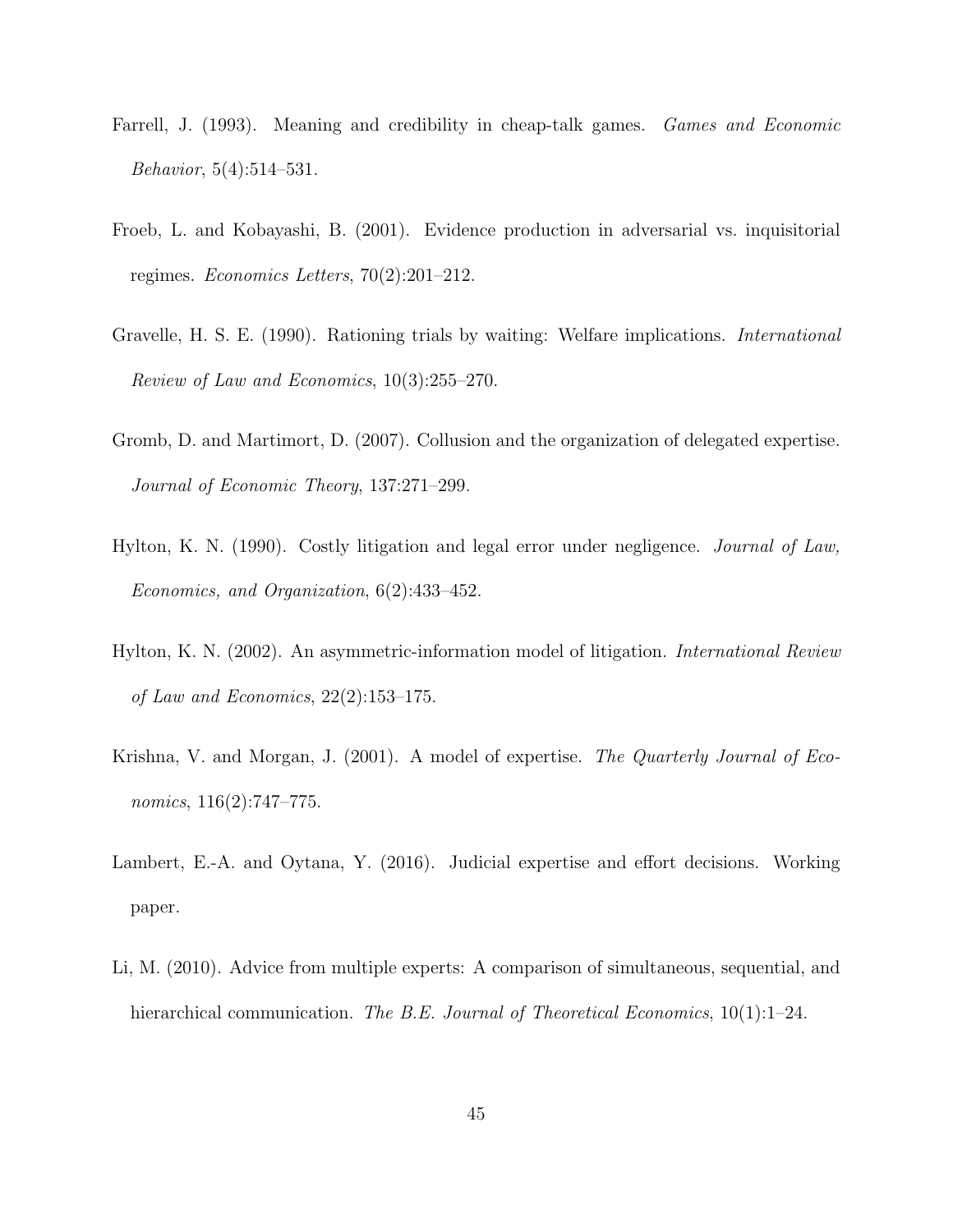Farrell, J. (1993). Meaning and credibility in cheap-talk games. *Games and Economic Behavior*, 5(4):514–531.

Froeb, L. and Kobayashi, B. (2001). Evidence production in adversarial vs. inquisitorial regimes. *Economics Letters*, 70(2):201–212.

Gravelle, H. S. E. (1990). Rationing trials by waiting: Welfare implications. *International Review of Law and Economics*, 10(3):255–270.

Gromb, D. and Martimort, D. (2007). Collusion and the organization of delegated expertise. *Journal of Economic Theory*, 137:271–299.

Hylton, K. N. (1990). Costly litigation and legal error under negligence. *Journal of Law, Economics, and Organization*, 6(2):433–452.

Hylton, K. N. (2002). An asymmetric-information model of litigation. *International Review of Law and Economics*, 22(2):153–175.

Krishna, V. and Morgan, J. (2001). A model of expertise. *The Quarterly Journal of Economics*, 116(2):747–775.

Lambert, E.-A. and Oytana, Y. (2016). Judicial expertise and effort decisions. Working paper.

Li, M. (2010). Advice from multiple experts: A comparison of simultaneous, sequential, and hierarchical communication. *The B.E. Journal of Theoretical Economics*, 10(1):1–24.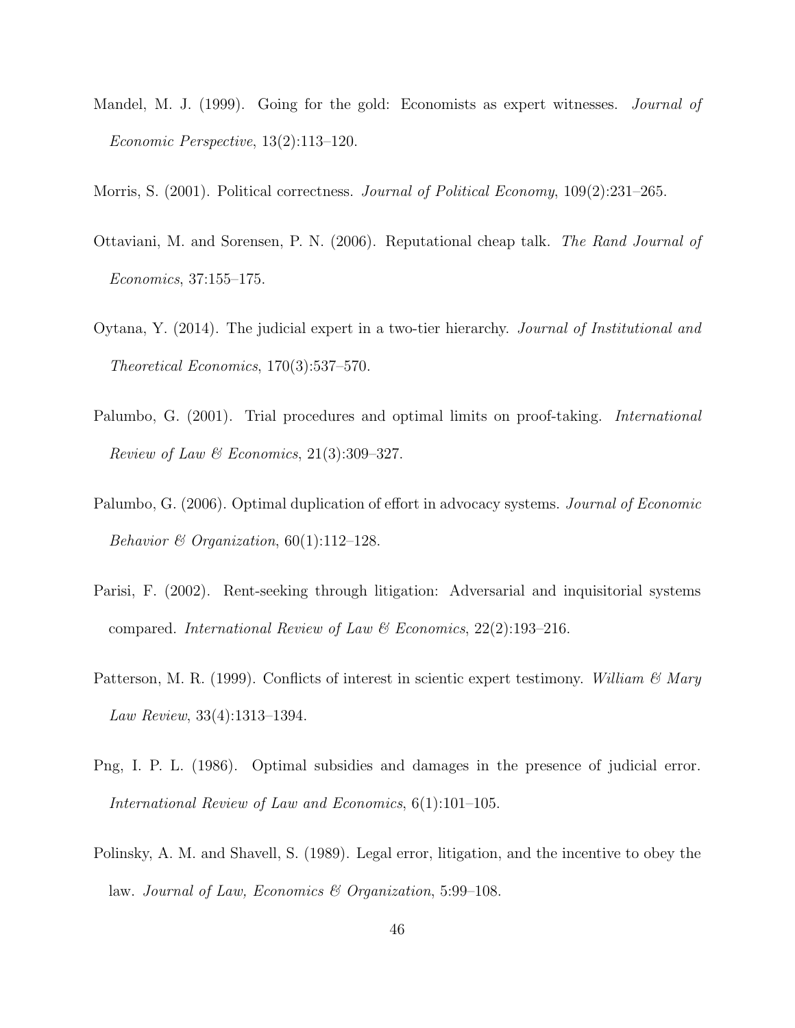Mandel, M. J. (1999). Going for the gold: Economists as expert witnesses. *Journal of Economic Perspective*, 13(2):113–120.

Morris, S. (2001). Political correctness. *Journal of Political Economy*, 109(2):231–265.

Ottaviani, M. and Sorensen, P. N. (2006). Reputational cheap talk. *The Rand Journal of Economics*, 37:155–175.

Oytana, Y. (2014). The judicial expert in a two-tier hierarchy. *Journal of Institutional and Theoretical Economics*, 170(3):537–570.

Palumbo, G. (2001). Trial procedures and optimal limits on proof-taking. *International Review of Law & Economics*, 21(3):309–327.

Palumbo, G. (2006). Optimal duplication of effort in advocacy systems. *Journal of Economic Behavior & Organization*, 60(1):112–128.

Parisi, F. (2002). Rent-seeking through litigation: Adversarial and inquisitorial systems compared. *International Review of Law & Economics*, 22(2):193–216.

Patterson, M. R. (1999). Conflicts of interest in scientic expert testimony. *William & Mary Law Review*, 33(4):1313–1394.

Png, I. P. L. (1986). Optimal subsidies and damages in the presence of judicial error. *International Review of Law and Economics*, 6(1):101–105.

Polinsky, A. M. and Shavell, S. (1989). Legal error, litigation, and the incentive to obey the law. *Journal of Law, Economics & Organization*, 5:99–108.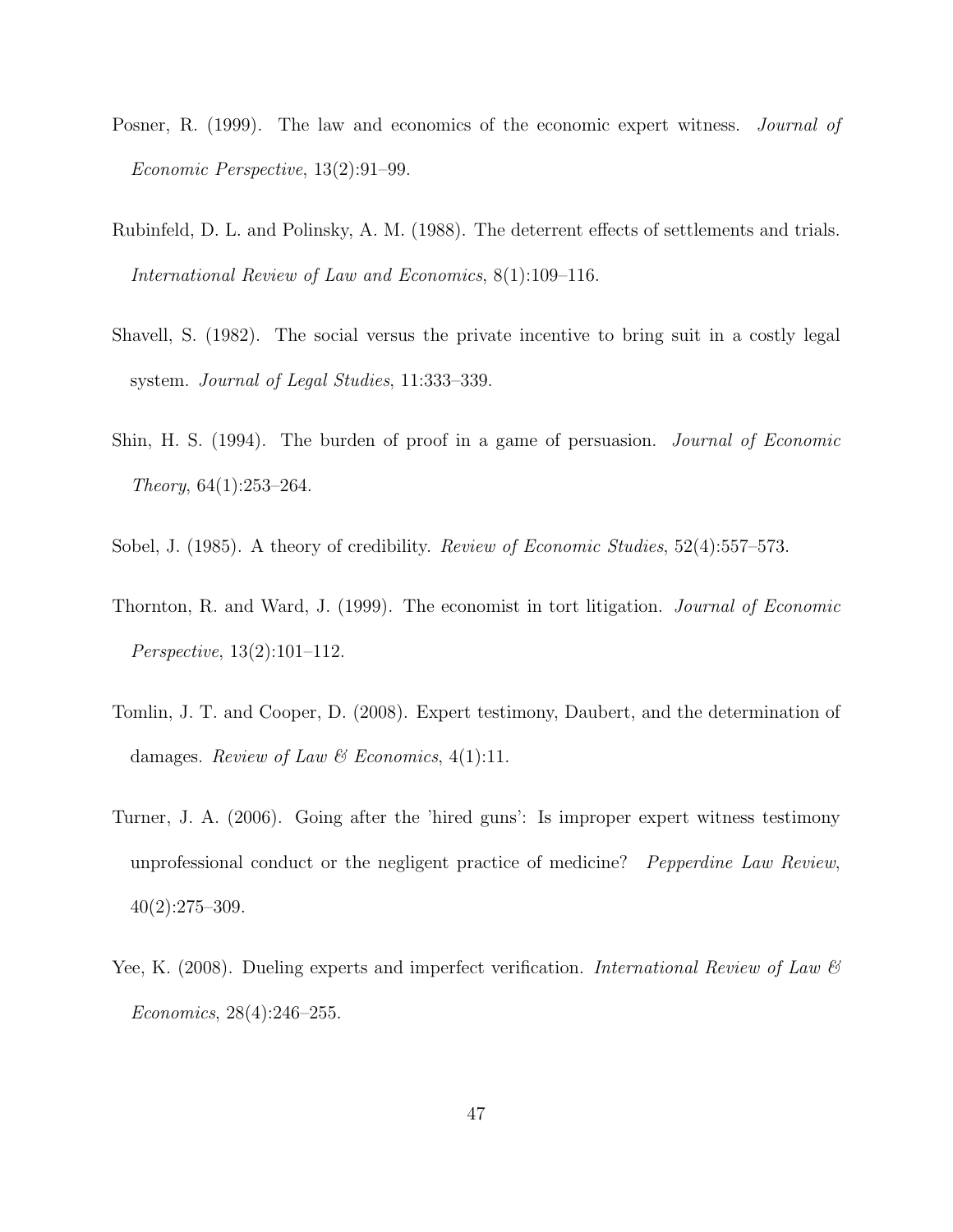Posner, R. (1999). The law and economics of the economic expert witness. *Journal of Economic Perspective*, 13(2):91–99.

Rubinfeld, D. L. and Polinsky, A. M. (1988). The deterrent effects of settlements and trials. *International Review of Law and Economics*, 8(1):109–116.

Shavell, S. (1982). The social versus the private incentive to bring suit in a costly legal system. *Journal of Legal Studies*, 11:333–339.

Shin, H. S. (1994). The burden of proof in a game of persuasion. *Journal of Economic Theory*, 64(1):253–264.

Sobel, J. (1985). A theory of credibility. *Review of Economic Studies*, 52(4):557–573.

Thornton, R. and Ward, J. (1999). The economist in tort litigation. *Journal of Economic Perspective*, 13(2):101–112.

Tomlin, J. T. and Cooper, D. (2008). Expert testimony, Daubert, and the determination of damages. *Review of Law & Economics*, 4(1):11.

Turner, J. A. (2006). Going after the 'hired guns': Is improper expert witness testimony unprofessional conduct or the negligent practice of medicine? *Pepperdine Law Review*, 40(2):275–309.

Yee, K. (2008). Dueling experts and imperfect verification. *International Review of Law & Economics*, 28(4):246–255.